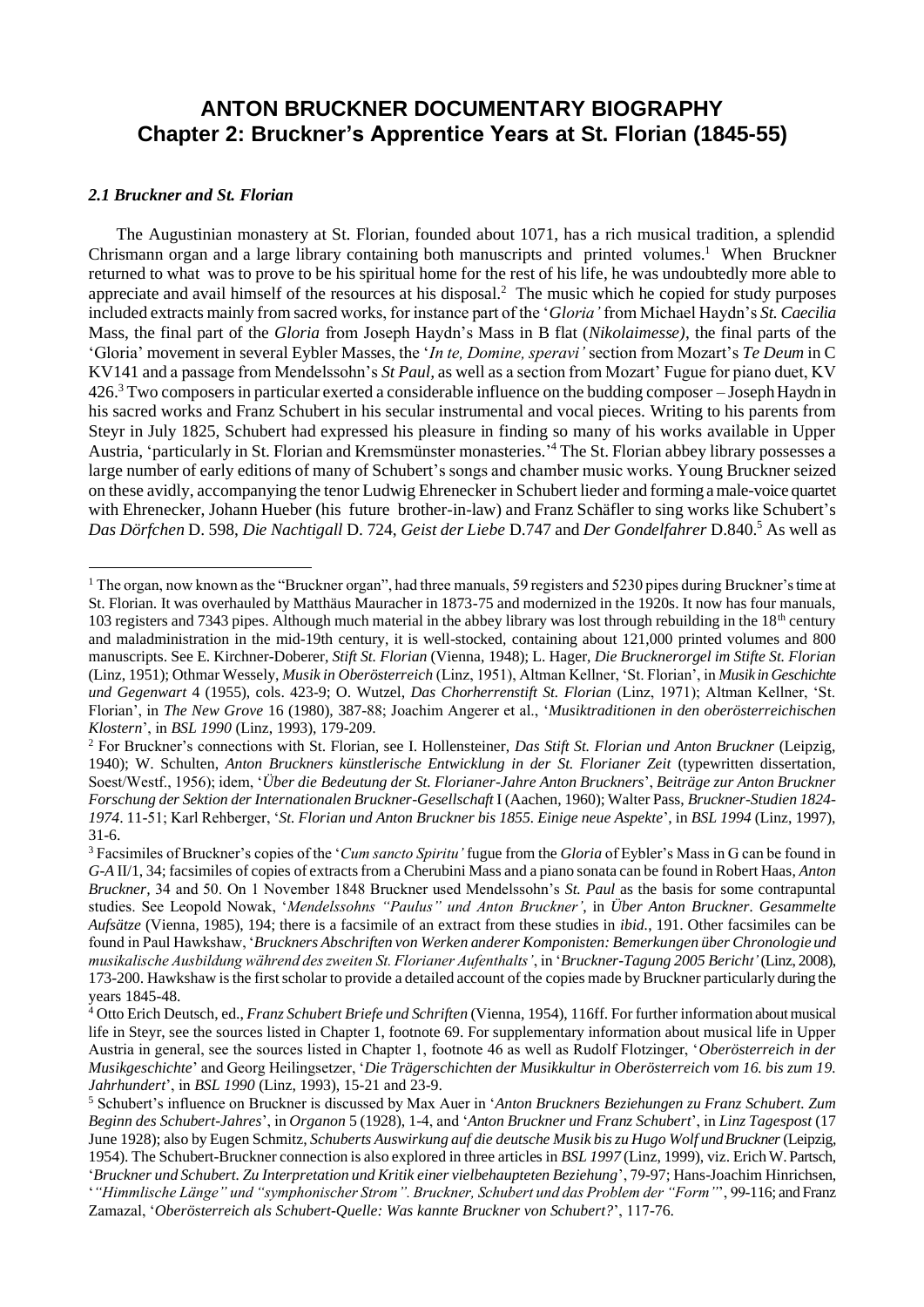# ANTON BRUCKNER DOCUMENTARY BIOGRAPHY
## Chapter 2: Bruckner's Apprentice Years at St. Florian (1845-55)

### *2.1 Bruckner and St. Florian*

The Augustinian monastery at St. Florian, founded about 1071, has a rich musical tradition, a splendid Chrismann organ and a large library containing both manuscripts and printed volumes.[1] When Bruckner returned to what was to prove to be his spiritual home for the rest of his life, he was undoubtedly more able to appreciate and avail himself of the resources at his disposal.[2] The music which he copied for study purposes included extracts mainly from sacred works, for instance part of the '*Gloria'* from Michael Haydn's *St. Caecilia* Mass, the final part of the *Gloria* from Joseph Haydn's Mass in B flat (*Nikolaimesse)*, the final parts of the 'Gloria' movement in several Eybler Masses, the '*In te, Domine, speravi'* section from Mozart's *Te Deum* in C KV141 and a passage from Mendelssohn's *St Paul,* as well as a section from Mozart' Fugue for piano duet, KV 426.[3] Two composers in particular exerted a considerable influence on the budding composer – Joseph Haydn in his sacred works and Franz Schubert in his secular instrumental and vocal pieces. Writing to his parents from Steyr in July 1825, Schubert had expressed his pleasure in finding so many of his works available in Upper Austria, 'particularly in St. Florian and Kremsmünster monasteries.'[4] The St. Florian abbey library possesses a large number of early editions of many of Schubert's songs and chamber music works. Young Bruckner seized on these avidly, accompanying the tenor Ludwig Ehrenecker in Schubert lieder and forming a male-voice quartet with Ehrenecker, Johann Hueber (his future brother-in-law) and Franz Schäfler to sing works like Schubert's *Das Dörfchen* D. 598, *Die Nachtigall* D. 724, *Geist der Liebe* D.747 and *Der Gondelfahrer* D.840.[5] As well as

---

[1] The organ, now known as the "Bruckner organ", had three manuals, 59 registers and 5230 pipes during Bruckner's time at St. Florian. It was overhauled by Matthäus Mauracher in 1873-75 and modernized in the 1920s. It now has four manuals, 103 registers and 7343 pipes. Although much material in the abbey library was lost through rebuilding in the 18th century and maladministration in the mid-19th century, it is well-stocked, containing about 121,000 printed volumes and 800 manuscripts. See E. Kirchner-Doberer, *Stift St. Florian* (Vienna, 1948); L. Hager, *Die Brucknerorgel im Stifte St. Florian* (Linz, 1951); Othmar Wessely, *Musik in Oberösterreich* (Linz, 1951), Altman Kellner, 'St. Florian', in *Musik in Geschichte und Gegenwart* 4 (1955), cols. 423-9; O. Wutzel, *Das Chorherrenstift St. Florian* (Linz, 1971); Altman Kellner, 'St. Florian', in *The New Grove* 16 (1980), 387-88; Joachim Angerer et al., '*Musiktraditionen in den oberösterreichischen Klostern*', in *BSL 1990* (Linz, 1993), 179-209.

[2] For Bruckner's connections with St. Florian, see I. Hollensteiner, *Das Stift St. Florian und Anton Bruckner* (Leipzig, 1940); W. Schulten, *Anton Bruckners künstlerische Entwicklung in der St. Florianer Zeit* (typewritten dissertation, Soest/Westf., 1956); idem, '*Über die Bedeutung der St. Florianer-Jahre Anton Bruckners*', *Beiträge zur Anton Bruckner Forschung der Sektion der Internationalen Bruckner-Gesellschaft* I (Aachen, 1960); Walter Pass, *Bruckner-Studien 1824-1974*. 11-51; Karl Rehberger, '*St. Florian und Anton Bruckner bis 1855. Einige neue Aspekte*', in *BSL 1994* (Linz, 1997), 31-6.

[3] Facsimiles of Bruckner's copies of the '*Cum sancto Spiritu'* fugue from the *Gloria* of Eybler's Mass in G can be found in *G-A* II/1, 34; facsimiles of copies of extracts from a Cherubini Mass and a piano sonata can be found in Robert Haas, *Anton Bruckner,* 34 and 50. On 1 November 1848 Bruckner used Mendelssohn's *St. Paul* as the basis for some contrapuntal studies. See Leopold Nowak, '*Mendelssohns "Paulus" und Anton Bruckner'*, in *Über Anton Bruckner*. *Gesammelte Aufsätze* (Vienna, 1985), 194; there is a facsimile of an extract from these studies in *ibid.*, 191. Other facsimiles can be found in Paul Hawkshaw, '*Bruckners Abschriften von Werken anderer Komponisten: Bemerkungen über Chronologie und musikalische Ausbildung während des zweiten St. Florianer Aufenthalts'*, in '*Bruckner-Tagung 2005 Bericht'* (Linz, 2008), 173-200. Hawkshaw is the first scholar to provide a detailed account of the copies made by Bruckner particularly during the years 1845-48.

[4] Otto Erich Deutsch, ed., *Franz Schubert Briefe und Schriften* (Vienna, 1954), 116ff. For further information about musical life in Steyr, see the sources listed in Chapter 1, footnote 69. For supplementary information about musical life in Upper Austria in general, see the sources listed in Chapter 1, footnote 46 as well as Rudolf Flotzinger, '*Oberösterreich in der Musikgeschichte*' and Georg Heilingsetzer, '*Die Trägerschichten der Musikkultur in Oberösterreich vom 16. bis zum 19. Jahrhundert*', in *BSL 1990* (Linz, 1993), 15-21 and 23-9.

[5] Schubert's influence on Bruckner is discussed by Max Auer in '*Anton Bruckners Beziehungen zu Franz Schubert. Zum Beginn des Schubert-Jahres*', in *Organon* 5 (1928), 1-4, and '*Anton Bruckner und Franz Schubert*', in *Linz Tagespost* (17 June 1928); also by Eugen Schmitz, *Schuberts Auswirkung auf die deutsche Musik bis zu Hugo Wolf und Bruckner* (Leipzig, 1954). The Schubert-Bruckner connection is also explored in three articles in *BSL 1997* (Linz, 1999), viz. Erich W. Partsch, '*Bruckner und Schubert. Zu Interpretation und Kritik einer vielbehaupteten Beziehung*', 79-97; Hans-Joachim Hinrichsen, '*"Himmlische Länge" und "symphonischer Strom". Bruckner, Schubert und das Problem der "Form"*', 99-116; and Franz Zamazal, '*Oberösterreich als Schubert-Quelle: Was kannte Bruckner von Schubert?*', 117-76.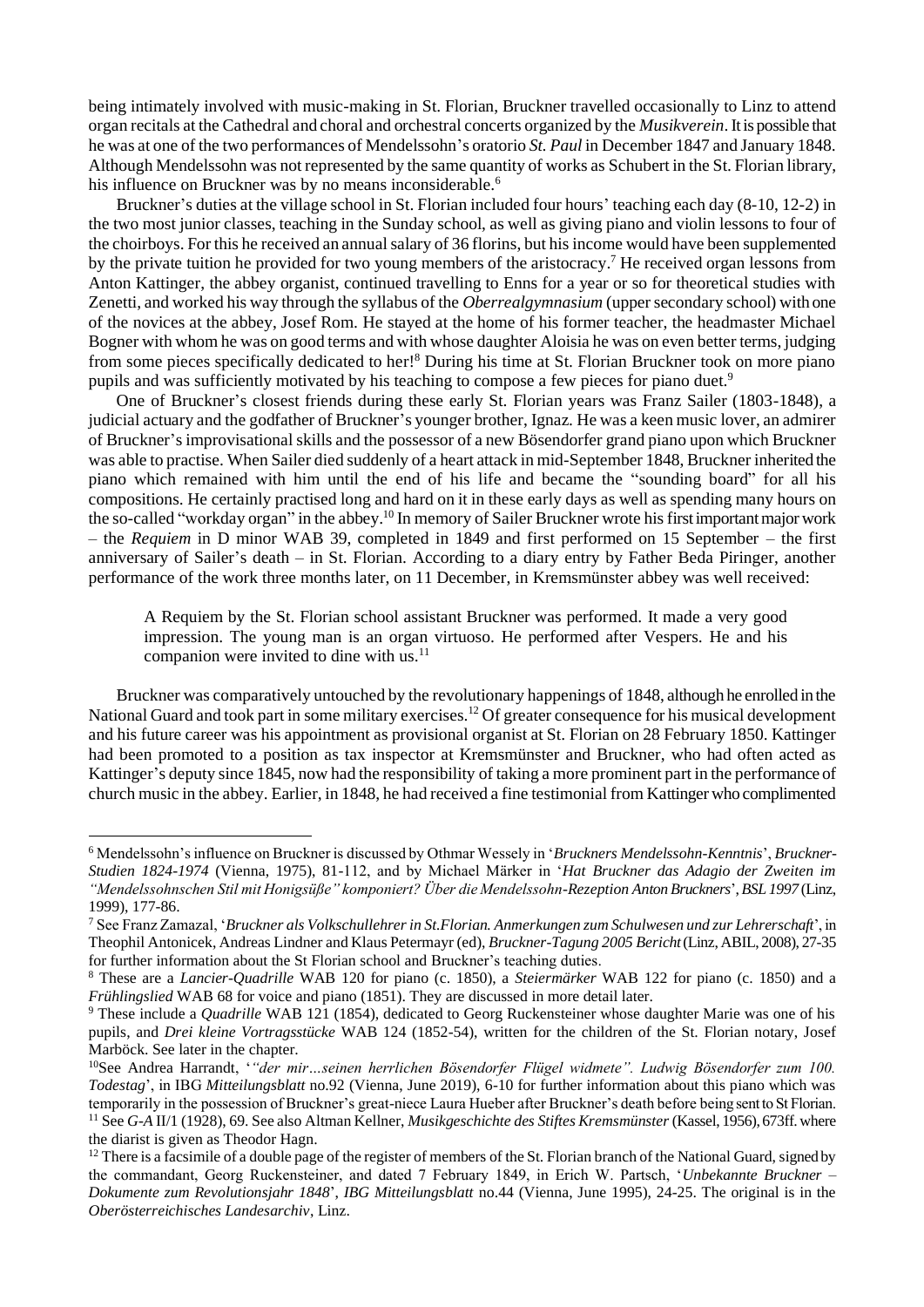being intimately involved with music-making in St. Florian, Bruckner travelled occasionally to Linz to attend organ recitals at the Cathedral and choral and orchestral concerts organized by the *Musikverein*. It is possible that he was at one of the two performances of Mendelssohn's oratorio *St. Paul* in December 1847 and January 1848. Although Mendelssohn was not represented by the same quantity of works as Schubert in the St. Florian library, his influence on Bruckner was by no means inconsiderable.[6]

Bruckner's duties at the village school in St. Florian included four hours' teaching each day (8-10, 12-2) in the two most junior classes, teaching in the Sunday school, as well as giving piano and violin lessons to four of the choirboys. For this he received an annual salary of 36 florins, but his income would have been supplemented by the private tuition he provided for two young members of the aristocracy.[7] He received organ lessons from Anton Kattinger, the abbey organist, continued travelling to Enns for a year or so for theoretical studies with Zenetti, and worked his way through the syllabus of the *Oberrealgymnasium* (upper secondary school) with one of the novices at the abbey, Josef Rom. He stayed at the home of his former teacher, the headmaster Michael Bogner with whom he was on good terms and with whose daughter Aloisia he was on even better terms, judging from some pieces specifically dedicated to her![8] During his time at St. Florian Bruckner took on more piano pupils and was sufficiently motivated by his teaching to compose a few pieces for piano duet.[9]

One of Bruckner's closest friends during these early St. Florian years was Franz Sailer (1803-1848), a judicial actuary and the godfather of Bruckner's younger brother, Ignaz. He was a keen music lover, an admirer of Bruckner's improvisational skills and the possessor of a new Bösendorfer grand piano upon which Bruckner was able to practise. When Sailer died suddenly of a heart attack in mid-September 1848, Bruckner inherited the piano which remained with him until the end of his life and became the "sounding board" for all his compositions. He certainly practised long and hard on it in these early days as well as spending many hours on the so-called "workday organ" in the abbey.[10] In memory of Sailer Bruckner wrote his first important major work – the *Requiem* in D minor WAB 39, completed in 1849 and first performed on 15 September – the first anniversary of Sailer's death – in St. Florian. According to a diary entry by Father Beda Piringer, another performance of the work three months later, on 11 December, in Kremsmünster abbey was well received:

> A Requiem by the St. Florian school assistant Bruckner was performed. It made a very good impression. The young man is an organ virtuoso. He performed after Vespers. He and his companion were invited to dine with us.[11]

Bruckner was comparatively untouched by the revolutionary happenings of 1848, although he enrolled in the National Guard and took part in some military exercises.[12] Of greater consequence for his musical development and his future career was his appointment as provisional organist at St. Florian on 28 February 1850. Kattinger had been promoted to a position as tax inspector at Kremsmünster and Bruckner, who had often acted as Kattinger's deputy since 1845, now had the responsibility of taking a more prominent part in the performance of church music in the abbey. Earlier, in 1848, he had received a fine testimonial from Kattinger who complimented

---

[6] Mendelssohn's influence on Bruckner is discussed by Othmar Wessely in '*Bruckners Mendelssohn-Kenntnis*', *Bruckner-Studien 1824-1974* (Vienna, 1975), 81-112, and by Michael Märker in '*Hat Bruckner das Adagio der Zweiten im "Mendelssohnschen Stil mit Honigsüße" komponiert? Über die Mendelssohn-Rezeption Anton Bruckners*', *BSL 1997* (Linz, 1999), 177-86.

[7] See Franz Zamazal, '*Bruckner als Volkschullehrer in St.Florian. Anmerkungen zum Schulwesen und zur Lehrerschaft*', in Theophil Antonicek, Andreas Lindner and Klaus Petermayr (ed), *Bruckner-Tagung 2005 Bericht* (Linz, ABIL, 2008), 27-35 for further information about the St Florian school and Bruckner's teaching duties.

[8] These are a *Lancier-Quadrille* WAB 120 for piano (c. 1850), a *Steiermärker* WAB 122 for piano (c. 1850) and a *Frühlingslied* WAB 68 for voice and piano (1851). They are discussed in more detail later.

[9] These include a *Quadrille* WAB 121 (1854), dedicated to Georg Ruckensteiner whose daughter Marie was one of his pupils, and *Drei kleine Vortragsstücke* WAB 124 (1852-54), written for the children of the St. Florian notary, Josef Marböck. See later in the chapter.

[10] See Andrea Harrandt, '*"der mir…seinen herrlichen Bösendorfer Flügel widmete". Ludwig Bösendorfer zum 100. Todestag*', in IBG *Mitteilungsblatt* no.92 (Vienna, June 2019), 6-10 for further information about this piano which was temporarily in the possession of Bruckner's great-niece Laura Hueber after Bruckner's death before being sent to St Florian.

[11] See *G-A* II/1 (1928), 69. See also Altman Kellner, *Musikgeschichte des Stiftes Kremsmünster* (Kassel, 1956), 673ff. where the diarist is given as Theodor Hagn.

[12] There is a facsimile of a double page of the register of members of the St. Florian branch of the National Guard, signed by the commandant, Georg Ruckensteiner, and dated 7 February 1849, in Erich W. Partsch, '*Unbekannte Bruckner – Dokumente zum Revolutionsjahr 1848*', *IBG Mitteilungsblatt* no.44 (Vienna, June 1995), 24-25. The original is in the *Oberösterreichisches Landesarchiv*, Linz.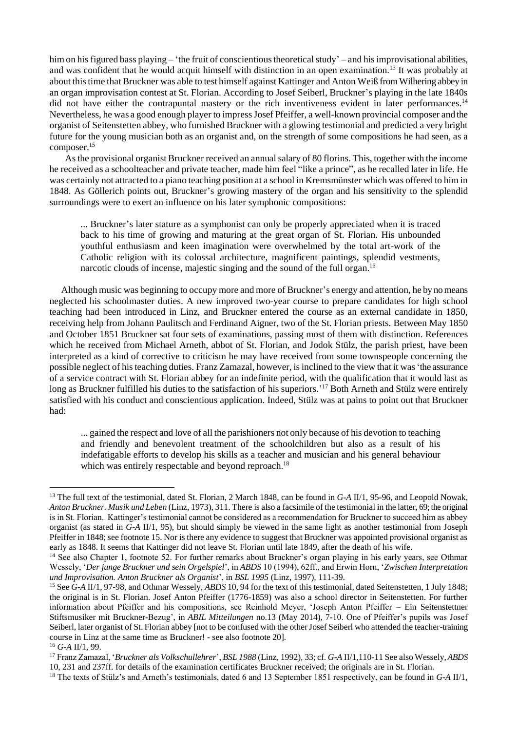him on his figured bass playing – 'the fruit of conscientious theoretical study' – and his improvisational abilities, and was confident that he would acquit himself with distinction in an open examination.[13] It was probably at about this time that Bruckner was able to test himself against Kattinger and Anton Weiß from Wilhering abbey in an organ improvisation contest at St. Florian. According to Josef Seiberl, Bruckner's playing in the late 1840s did not have either the contrapuntal mastery or the rich inventiveness evident in later performances.[14] Nevertheless, he was a good enough player to impress Josef Pfeiffer, a well-known provincial composer and the organist of Seitenstetten abbey, who furnished Bruckner with a glowing testimonial and predicted a very bright future for the young musician both as an organist and, on the strength of some compositions he had seen, as a composer.[15]

As the provisional organist Bruckner received an annual salary of 80 florins. This, together with the income he received as a schoolteacher and private teacher, made him feel "like a prince", as he recalled later in life. He was certainly not attracted to a piano teaching position at a school in Kremsmünster which was offered to him in 1848. As Göllerich points out, Bruckner's growing mastery of the organ and his sensitivity to the splendid surroundings were to exert an influence on his later symphonic compositions:

> ... Bruckner's later stature as a symphonist can only be properly appreciated when it is traced back to his time of growing and maturing at the great organ of St. Florian. His unbounded youthful enthusiasm and keen imagination were overwhelmed by the total art-work of the Catholic religion with its colossal architecture, magnificent paintings, splendid vestments, narcotic clouds of incense, majestic singing and the sound of the full organ.[16]

Although music was beginning to occupy more and more of Bruckner's energy and attention, he by no means neglected his schoolmaster duties. A new improved two-year course to prepare candidates for high school teaching had been introduced in Linz, and Bruckner entered the course as an external candidate in 1850, receiving help from Johann Paulitsch and Ferdinand Aigner, two of the St. Florian priests. Between May 1850 and October 1851 Bruckner sat four sets of examinations, passing most of them with distinction. References which he received from Michael Arneth, abbot of St. Florian, and Jodok Stülz, the parish priest, have been interpreted as a kind of corrective to criticism he may have received from some townspeople concerning the possible neglect of his teaching duties. Franz Zamazal, however, is inclined to the view that it was 'the assurance of a service contract with St. Florian abbey for an indefinite period, with the qualification that it would last as long as Bruckner fulfilled his duties to the satisfaction of his superiors.'[17] Both Arneth and Stülz were entirely satisfied with his conduct and conscientious application. Indeed, Stülz was at pains to point out that Bruckner had:

> ... gained the respect and love of all the parishioners not only because of his devotion to teaching and friendly and benevolent treatment of the schoolchildren but also as a result of his indefatigable efforts to develop his skills as a teacher and musician and his general behaviour which was entirely respectable and beyond reproach.[18]

---

[13] The full text of the testimonial, dated St. Florian, 2 March 1848, can be found in *G-A* II/1, 95-96, and Leopold Nowak, *Anton Bruckner. Musik und Leben* (Linz, 1973), 311. There is also a facsimile of the testimonial in the latter, 69; the original is in St. Florian. Kattinger's testimonial cannot be considered as a recommendation for Bruckner to succeed him as abbey organist (as stated in *G-A* II/1, 95), but should simply be viewed in the same light as another testimonial from Joseph Pfeiffer in 1848; see footnote 15. Nor is there any evidence to suggest that Bruckner was appointed provisional organist as early as 1848. It seems that Kattinger did not leave St. Florian until late 1849, after the death of his wife.

[14] See also Chapter 1, footnote 52. For further remarks about Bruckner's organ playing in his early years, see Othmar Wessely, '*Der junge Bruckner und sein Orgelspiel*', in *ABDS* 10 (1994), 62ff., and Erwin Horn, '*Zwischen Interpretation und Improvisation. Anton Bruckner als Organist*', in *BSL 1995* (Linz, 1997), 111-39.

[15] See *G-A* II/1, 97-98, and Othmar Wessely, *ABDS* 10, 94 for the text of this testimonial, dated Seitenstetten, 1 July 1848; the original is in St. Florian. Josef Anton Pfeiffer (1776-1859) was also a school director in Seitenstetten. For further information about Pfeiffer and his compositions, see Reinhold Meyer, 'Joseph Anton Pfeiffer – Ein Seitenstettner Stiftsmusiker mit Bruckner-Bezug', in *ABIL Mitteilungen* no.13 (May 2014), 7-10. One of Pfeiffer's pupils was Josef Seiberl, later organist of St. Florian abbey [not to be confused with the other Josef Seiberl who attended the teacher-training course in Linz at the same time as Bruckner! - see also footnote 20].

[16] *G-A* II/1, 99.

[17] Franz Zamazal, '*Bruckner als Volksschullehrer*', *BSL 1988* (Linz, 1992), 33; cf. *G-A* II/1,110-11 See also Wessely, *ABDS* 10, 231 and 237ff. for details of the examination certificates Bruckner received; the originals are in St. Florian.

[18] The texts of Stülz's and Arneth's testimonials, dated 6 and 13 September 1851 respectively, can be found in *G-A* II/1,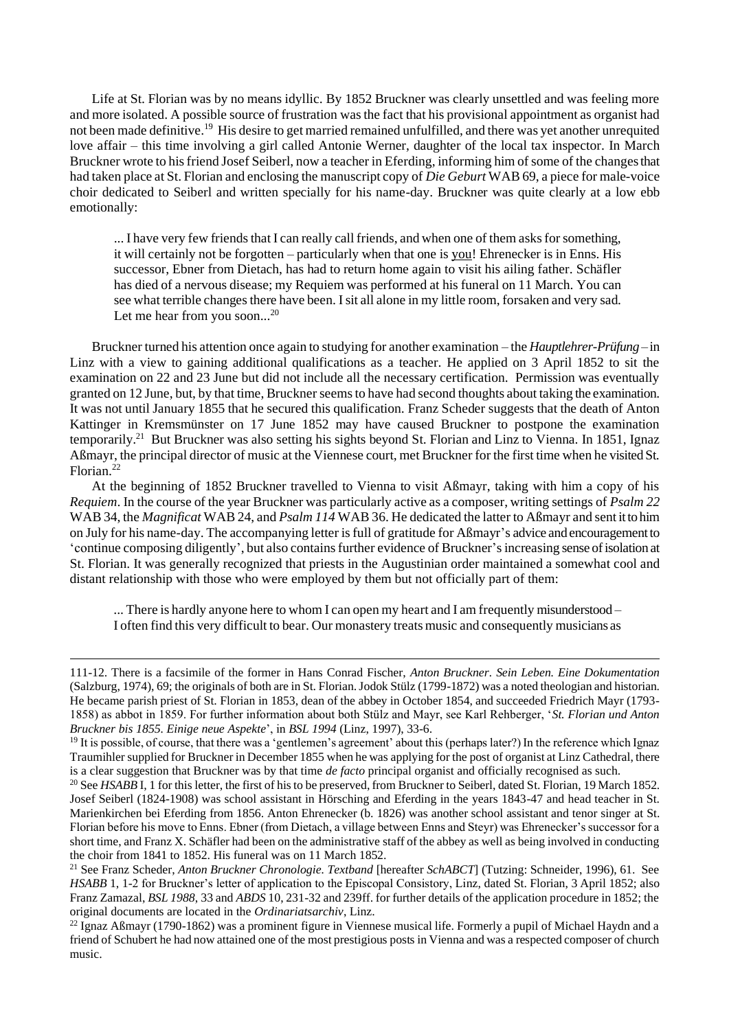Life at St. Florian was by no means idyllic. By 1852 Bruckner was clearly unsettled and was feeling more and more isolated. A possible source of frustration was the fact that his provisional appointment as organist had not been made definitive.[19] His desire to get married remained unfulfilled, and there was yet another unrequited love affair – this time involving a girl called Antonie Werner, daughter of the local tax inspector. In March Bruckner wrote to his friend Josef Seiberl, now a teacher in Eferding, informing him of some of the changes that had taken place at St. Florian and enclosing the manuscript copy of *Die Geburt* WAB 69, a piece for male-voice choir dedicated to Seiberl and written specially for his name-day. Bruckner was quite clearly at a low ebb emotionally:

> ... I have very few friends that I can really call friends, and when one of them asks for something, it will certainly not be forgotten – particularly when that one is <u>you</u>! Ehrenecker is in Enns. His successor, Ebner from Dietach, has had to return home again to visit his ailing father. Schäfler has died of a nervous disease; my Requiem was performed at his funeral on 11 March. You can see what terrible changes there have been. I sit all alone in my little room, forsaken and very sad. Let me hear from you soon...[20]

Bruckner turned his attention once again to studying for another examination – the *Hauptlehrer-Prüfung* – in Linz with a view to gaining additional qualifications as a teacher. He applied on 3 April 1852 to sit the examination on 22 and 23 June but did not include all the necessary certification. Permission was eventually granted on 12 June, but, by that time, Bruckner seems to have had second thoughts about taking the examination. It was not until January 1855 that he secured this qualification. Franz Scheder suggests that the death of Anton Kattinger in Kremsmünster on 17 June 1852 may have caused Bruckner to postpone the examination temporarily.[21] But Bruckner was also setting his sights beyond St. Florian and Linz to Vienna. In 1851, Ignaz Aßmayr, the principal director of music at the Viennese court, met Bruckner for the first time when he visited St. Florian.[22]

At the beginning of 1852 Bruckner travelled to Vienna to visit Aßmayr, taking with him a copy of his *Requiem*. In the course of the year Bruckner was particularly active as a composer, writing settings of *Psalm 22* WAB 34, the *Magnificat* WAB 24, and *Psalm 114* WAB 36. He dedicated the latter to Aßmayr and sent it to him on July for his name-day. The accompanying letter is full of gratitude for Aßmayr's advice and encouragement to 'continue composing diligently', but also contains further evidence of Bruckner's increasing sense of isolation at St. Florian. It was generally recognized that priests in the Augustinian order maintained a somewhat cool and distant relationship with those who were employed by them but not officially part of them:

> ... There is hardly anyone here to whom I can open my heart and I am frequently misunderstood – I often find this very difficult to bear. Our monastery treats music and consequently musicians as

---

111-12. There is a facsimile of the former in Hans Conrad Fischer, *Anton Bruckner. Sein Leben. Eine Dokumentation* (Salzburg, 1974), 69; the originals of both are in St. Florian. Jodok Stülz (1799-1872) was a noted theologian and historian. He became parish priest of St. Florian in 1853, dean of the abbey in October 1854, and succeeded Friedrich Mayr (1793-1858) as abbot in 1859. For further information about both Stülz and Mayr, see Karl Rehberger, '*St. Florian und Anton Bruckner bis 1855. Einige neue Aspekte*', in *BSL 1994* (Linz, 1997), 33-6.

[19] It is possible, of course, that there was a 'gentlemen's agreement' about this (perhaps later?) In the reference which Ignaz Traumihler supplied for Bruckner in December 1855 when he was applying for the post of organist at Linz Cathedral, there is a clear suggestion that Bruckner was by that time *de facto* principal organist and officially recognised as such.

[20] See *HSABB* I, 1 for this letter, the first of his to be preserved, from Bruckner to Seiberl, dated St. Florian, 19 March 1852. Josef Seiberl (1824-1908) was school assistant in Hörsching and Eferding in the years 1843-47 and head teacher in St. Marienkirchen bei Eferding from 1856. Anton Ehrenecker (b. 1826) was another school assistant and tenor singer at St. Florian before his move to Enns. Ebner (from Dietach, a village between Enns and Steyr) was Ehrenecker's successor for a short time, and Franz X. Schäfler had been on the administrative staff of the abbey as well as being involved in conducting the choir from 1841 to 1852. His funeral was on 11 March 1852.

[21] See Franz Scheder, *Anton Bruckner Chronologie. Textband* [hereafter *SchABCT*] (Tutzing: Schneider, 1996), 61. See *HSABB* 1, 1-2 for Bruckner's letter of application to the Episcopal Consistory, Linz, dated St. Florian, 3 April 1852; also Franz Zamazal, *BSL 1988*, 33 and *ABDS* 10, 231-32 and 239ff. for further details of the application procedure in 1852; the original documents are located in the *Ordinariatsarchiv*, Linz.

[22] Ignaz Aßmayr (1790-1862) was a prominent figure in Viennese musical life. Formerly a pupil of Michael Haydn and a friend of Schubert he had now attained one of the most prestigious posts in Vienna and was a respected composer of church music.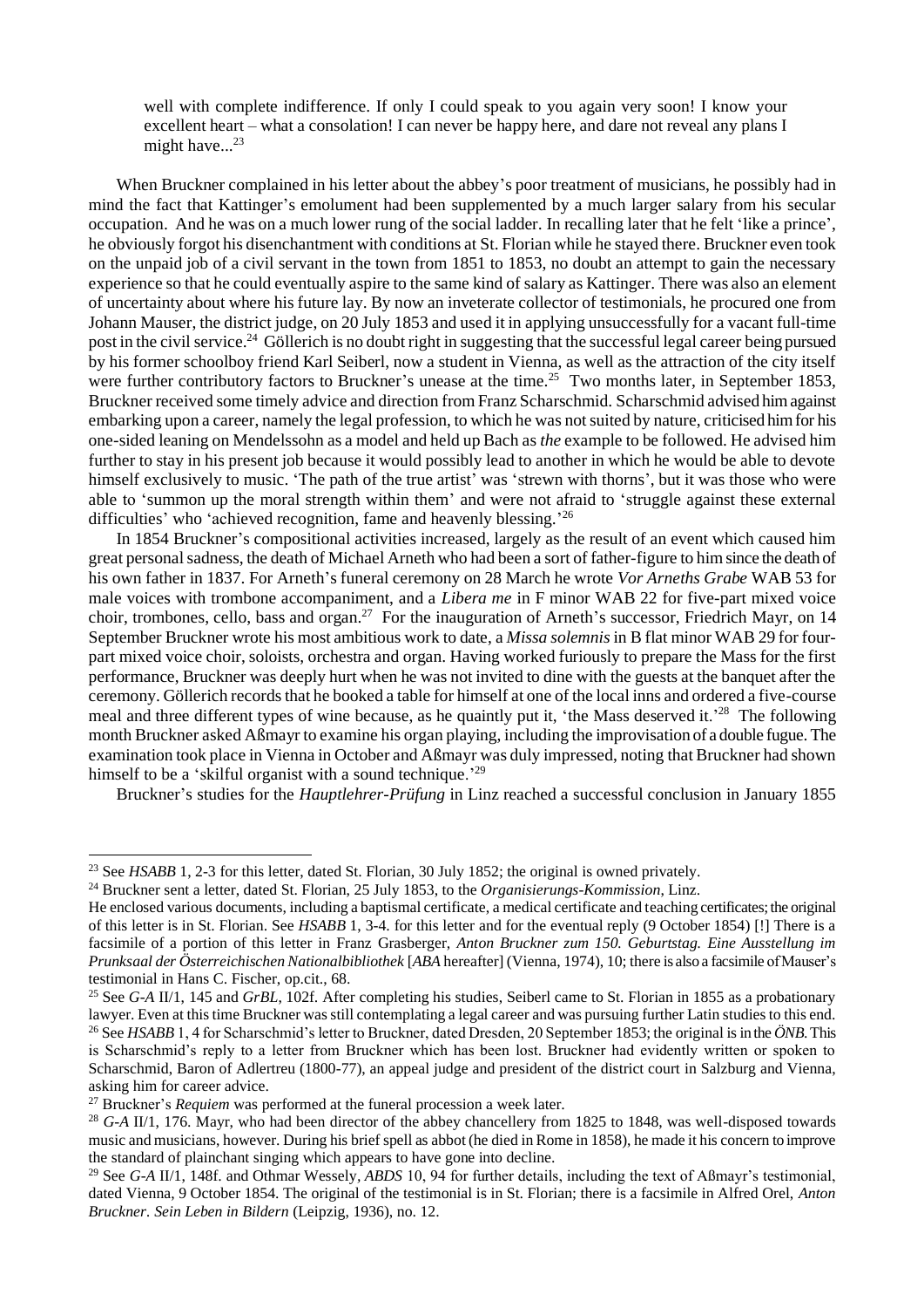> well with complete indifference. If only I could speak to you again very soon! I know your excellent heart – what a consolation! I can never be happy here, and dare not reveal any plans I might have...[23]

When Bruckner complained in his letter about the abbey's poor treatment of musicians, he possibly had in mind the fact that Kattinger's emolument had been supplemented by a much larger salary from his secular occupation. And he was on a much lower rung of the social ladder. In recalling later that he felt 'like a prince', he obviously forgot his disenchantment with conditions at St. Florian while he stayed there. Bruckner even took on the unpaid job of a civil servant in the town from 1851 to 1853, no doubt an attempt to gain the necessary experience so that he could eventually aspire to the same kind of salary as Kattinger. There was also an element of uncertainty about where his future lay. By now an inveterate collector of testimonials, he procured one from Johann Mauser, the district judge, on 20 July 1853 and used it in applying unsuccessfully for a vacant full-time post in the civil service.[24] Göllerich is no doubt right in suggesting that the successful legal career being pursued by his former schoolboy friend Karl Seiberl, now a student in Vienna, as well as the attraction of the city itself were further contributory factors to Bruckner's unease at the time.[25] Two months later, in September 1853, Bruckner received some timely advice and direction from Franz Scharschmid. Scharschmid advised him against embarking upon a career, namely the legal profession, to which he was not suited by nature, criticised him for his one-sided leaning on Mendelssohn as a model and held up Bach as *the* example to be followed. He advised him further to stay in his present job because it would possibly lead to another in which he would be able to devote himself exclusively to music. 'The path of the true artist' was 'strewn with thorns', but it was those who were able to 'summon up the moral strength within them' and were not afraid to 'struggle against these external difficulties' who 'achieved recognition, fame and heavenly blessing.'[26]

In 1854 Bruckner's compositional activities increased, largely as the result of an event which caused him great personal sadness, the death of Michael Arneth who had been a sort of father-figure to him since the death of his own father in 1837. For Arneth's funeral ceremony on 28 March he wrote *Vor Arneths Grabe* WAB 53 for male voices with trombone accompaniment, and a *Libera me* in F minor WAB 22 for five-part mixed voice choir, trombones, cello, bass and organ.[27] For the inauguration of Arneth's successor, Friedrich Mayr, on 14 September Bruckner wrote his most ambitious work to date, a *Missa solemnis* in B flat minor WAB 29 for four-part mixed voice choir, soloists, orchestra and organ. Having worked furiously to prepare the Mass for the first performance, Bruckner was deeply hurt when he was not invited to dine with the guests at the banquet after the ceremony. Göllerich records that he booked a table for himself at one of the local inns and ordered a five-course meal and three different types of wine because, as he quaintly put it, 'the Mass deserved it.'[28] The following month Bruckner asked Aßmayr to examine his organ playing, including the improvisation of a double fugue. The examination took place in Vienna in October and Aßmayr was duly impressed, noting that Bruckner had shown himself to be a 'skilful organist with a sound technique.'[29]

Bruckner's studies for the *Hauptlehrer-Prüfung* in Linz reached a successful conclusion in January 1855

---

[23] See *HSABB* 1, 2-3 for this letter, dated St. Florian, 30 July 1852; the original is owned privately.

[24] Bruckner sent a letter, dated St. Florian, 25 July 1853, to the *Organisierungs-Kommission*, Linz.
He enclosed various documents, including a baptismal certificate, a medical certificate and teaching certificates; the original of this letter is in St. Florian. See *HSABB* 1, 3-4. for this letter and for the eventual reply (9 October 1854) [!] There is a facsimile of a portion of this letter in Franz Grasberger, *Anton Bruckner zum 150. Geburtstag. Eine Ausstellung im Prunksaal der Österreichischen Nationalbibliothek* [*ABA* hereafter] (Vienna, 1974), 10; there is also a facsimile of Mauser's testimonial in Hans C. Fischer, op.cit., 68.

[25] See *G-A* II/1, 145 and *GrBL*, 102f. After completing his studies, Seiberl came to St. Florian in 1855 as a probationary lawyer. Even at this time Bruckner was still contemplating a legal career and was pursuing further Latin studies to this end.

[26] See *HSABB* 1, 4 for Scharschmid's letter to Bruckner, dated Dresden, 20 September 1853; the original is in the *ÖNB*. This is Scharschmid's reply to a letter from Bruckner which has been lost. Bruckner had evidently written or spoken to Scharschmid, Baron of Adlertreu (1800-77), an appeal judge and president of the district court in Salzburg and Vienna, asking him for career advice.

[27] Bruckner's *Requiem* was performed at the funeral procession a week later.

[28] *G-A* II/1, 176. Mayr, who had been director of the abbey chancellery from 1825 to 1848, was well-disposed towards music and musicians, however. During his brief spell as abbot (he died in Rome in 1858), he made it his concern to improve the standard of plainchant singing which appears to have gone into decline.

[29] See *G-A* II/1, 148f. and Othmar Wessely, *ABDS* 10, 94 for further details, including the text of Aßmayr's testimonial, dated Vienna, 9 October 1854. The original of the testimonial is in St. Florian; there is a facsimile in Alfred Orel, *Anton Bruckner. Sein Leben in Bildern* (Leipzig, 1936), no. 12.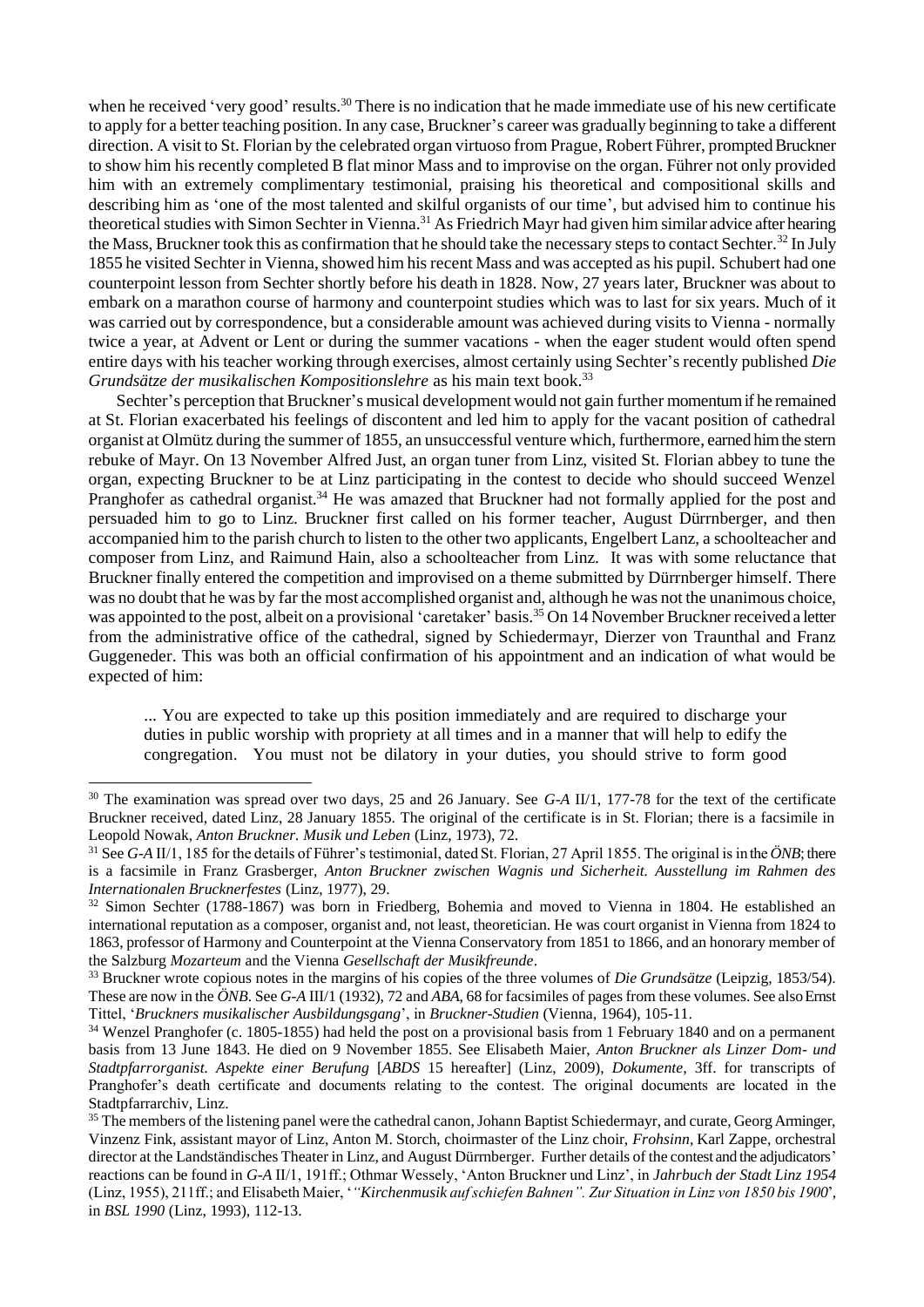when he received 'very good' results.[30] There is no indication that he made immediate use of his new certificate to apply for a better teaching position. In any case, Bruckner's career was gradually beginning to take a different direction. A visit to St. Florian by the celebrated organ virtuoso from Prague, Robert Führer, prompted Bruckner to show him his recently completed B flat minor Mass and to improvise on the organ. Führer not only provided him with an extremely complimentary testimonial, praising his theoretical and compositional skills and describing him as 'one of the most talented and skilful organists of our time', but advised him to continue his theoretical studies with Simon Sechter in Vienna.[31] As Friedrich Mayr had given him similar advice after hearing the Mass, Bruckner took this as confirmation that he should take the necessary steps to contact Sechter.[32] In July 1855 he visited Sechter in Vienna, showed him his recent Mass and was accepted as his pupil. Schubert had one counterpoint lesson from Sechter shortly before his death in 1828. Now, 27 years later, Bruckner was about to embark on a marathon course of harmony and counterpoint studies which was to last for six years. Much of it was carried out by correspondence, but a considerable amount was achieved during visits to Vienna - normally twice a year, at Advent or Lent or during the summer vacations - when the eager student would often spend entire days with his teacher working through exercises, almost certainly using Sechter's recently published *Die Grundsätze der musikalischen Kompositionslehre* as his main text book.[33]

Sechter's perception that Bruckner's musical development would not gain further momentum if he remained at St. Florian exacerbated his feelings of discontent and led him to apply for the vacant position of cathedral organist at Olmütz during the summer of 1855, an unsuccessful venture which, furthermore, earned him the stern rebuke of Mayr. On 13 November Alfred Just, an organ tuner from Linz, visited St. Florian abbey to tune the organ, expecting Bruckner to be at Linz participating in the contest to decide who should succeed Wenzel Pranghofer as cathedral organist.[34] He was amazed that Bruckner had not formally applied for the post and persuaded him to go to Linz. Bruckner first called on his former teacher, August Dürrnberger, and then accompanied him to the parish church to listen to the other two applicants, Engelbert Lanz, a schoolteacher and composer from Linz, and Raimund Hain, also a schoolteacher from Linz. It was with some reluctance that Bruckner finally entered the competition and improvised on a theme submitted by Dürrnberger himself. There was no doubt that he was by far the most accomplished organist and, although he was not the unanimous choice, was appointed to the post, albeit on a provisional 'caretaker' basis.[35] On 14 November Bruckner received a letter from the administrative office of the cathedral, signed by Schiedermayr, Dierzer von Traunthal and Franz Guggeneder. This was both an official confirmation of his appointment and an indication of what would be expected of him:

> ... You are expected to take up this position immediately and are required to discharge your duties in public worship with propriety at all times and in a manner that will help to edify the congregation. You must not be dilatory in your duties, you should strive to form good

---

[30] The examination was spread over two days, 25 and 26 January. See *G-A* II/1, 177-78 for the text of the certificate Bruckner received, dated Linz, 28 January 1855. The original of the certificate is in St. Florian; there is a facsimile in Leopold Nowak, *Anton Bruckner. Musik und Leben* (Linz, 1973), 72.

[31] See *G-A* II/1, 185 for the details of Führer's testimonial, dated St. Florian, 27 April 1855. The original is in the *ÖNB*; there is a facsimile in Franz Grasberger, *Anton Bruckner zwischen Wagnis und Sicherheit. Ausstellung im Rahmen des Internationalen Brucknerfestes* (Linz, 1977), 29.

[32] Simon Sechter (1788-1867) was born in Friedberg, Bohemia and moved to Vienna in 1804. He established an international reputation as a composer, organist and, not least, theoretician. He was court organist in Vienna from 1824 to 1863, professor of Harmony and Counterpoint at the Vienna Conservatory from 1851 to 1866, and an honorary member of the Salzburg *Mozarteum* and the Vienna *Gesellschaft der Musikfreunde*.

[33] Bruckner wrote copious notes in the margins of his copies of the three volumes of *Die Grundsätze* (Leipzig, 1853/54). These are now in the *ÖNB*. See *G-A* III/1 (1932), 72 and *ABA*, 68 for facsimiles of pages from these volumes. See also Ernst Tittel, '*Bruckners musikalischer Ausbildungsgang*', in *Bruckner-Studien* (Vienna, 1964), 105-11.

[34] Wenzel Pranghofer (c. 1805-1855) had held the post on a provisional basis from 1 February 1840 and on a permanent basis from 13 June 1843. He died on 9 November 1855. See Elisabeth Maier, *Anton Bruckner als Linzer Dom- und Stadtpfarrorganist. Aspekte einer Berufung* [*ABDS* 15 hereafter] (Linz, 2009), *Dokumente*, 3ff. for transcripts of Pranghofer's death certificate and documents relating to the contest. The original documents are located in the Stadtpfarrarchiv, Linz.

[35] The members of the listening panel were the cathedral canon, Johann Baptist Schiedermayr, and curate, Georg Arminger, Vinzenz Fink, assistant mayor of Linz, Anton M. Storch, choirmaster of the Linz choir, *Frohsinn*, Karl Zappe, orchestral director at the Landständisches Theater in Linz, and August Dürrnberger. Further details of the contest and the adjudicators' reactions can be found in *G-A* II/1, 191ff.; Othmar Wessely, 'Anton Bruckner und Linz', in *Jahrbuch der Stadt Linz 1954* (Linz, 1955), 211ff.; and Elisabeth Maier, '*"Kirchenmusik auf schiefen Bahnen". Zur Situation in Linz von 1850 bis 1900*', in *BSL 1990* (Linz, 1993), 112-13.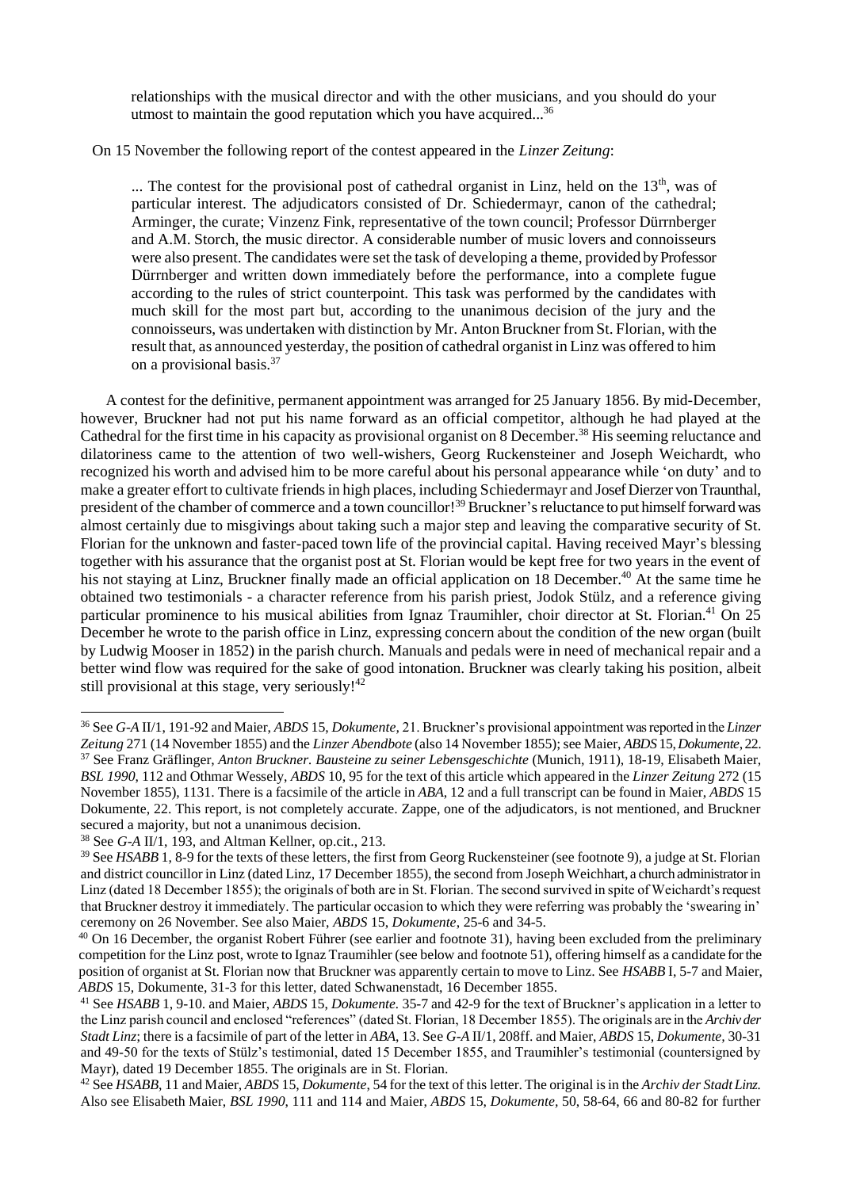> relationships with the musical director and with the other musicians, and you should do your utmost to maintain the good reputation which you have acquired...[36]

On 15 November the following report of the contest appeared in the *Linzer Zeitung*:

> ... The contest for the provisional post of cathedral organist in Linz, held on the 13th, was of particular interest. The adjudicators consisted of Dr. Schiedermayr, canon of the cathedral; Arminger, the curate; Vinzenz Fink, representative of the town council; Professor Dürrnberger and A.M. Storch, the music director. A considerable number of music lovers and connoisseurs were also present. The candidates were set the task of developing a theme, provided by Professor Dürrnberger and written down immediately before the performance, into a complete fugue according to the rules of strict counterpoint. This task was performed by the candidates with much skill for the most part but, according to the unanimous decision of the jury and the connoisseurs, was undertaken with distinction by Mr. Anton Bruckner from St. Florian, with the result that, as announced yesterday, the position of cathedral organist in Linz was offered to him on a provisional basis.[37]

A contest for the definitive, permanent appointment was arranged for 25 January 1856. By mid-December, however, Bruckner had not put his name forward as an official competitor, although he had played at the Cathedral for the first time in his capacity as provisional organist on 8 December.[38] His seeming reluctance and dilatoriness came to the attention of two well-wishers, Georg Ruckensteiner and Joseph Weichardt, who recognized his worth and advised him to be more careful about his personal appearance while 'on duty' and to make a greater effort to cultivate friends in high places, including Schiedermayr and Josef Dierzer von Traunthal, president of the chamber of commerce and a town councillor![39] Bruckner's reluctance to put himself forward was almost certainly due to misgivings about taking such a major step and leaving the comparative security of St. Florian for the unknown and faster-paced town life of the provincial capital. Having received Mayr's blessing together with his assurance that the organist post at St. Florian would be kept free for two years in the event of his not staying at Linz, Bruckner finally made an official application on 18 December.[40] At the same time he obtained two testimonials - a character reference from his parish priest, Jodok Stülz, and a reference giving particular prominence to his musical abilities from Ignaz Traumihler, choir director at St. Florian.[41] On 25 December he wrote to the parish office in Linz, expressing concern about the condition of the new organ (built by Ludwig Mooser in 1852) in the parish church. Manuals and pedals were in need of mechanical repair and a better wind flow was required for the sake of good intonation. Bruckner was clearly taking his position, albeit still provisional at this stage, very seriously![42]

---

[36] See *G-A* II/1, 191-92 and Maier, *ABDS* 15, *Dokumente*, 21. Bruckner's provisional appointment was reported in the *Linzer Zeitung* 271 (14 November 1855) and the *Linzer Abendbote* (also 14 November 1855); see Maier, *ABDS* 15, *Dokumente*, 22.

[37] See Franz Gräflinger, *Anton Bruckner. Bausteine zu seiner Lebensgeschichte* (Munich, 1911), 18-19, Elisabeth Maier, *BSL 1990*, 112 and Othmar Wessely, *ABDS* 10, 95 for the text of this article which appeared in the *Linzer Zeitung* 272 (15 November 1855), 1131. There is a facsimile of the article in *ABA*, 12 and a full transcript can be found in Maier, *ABDS* 15 Dokumente, 22. This report, is not completely accurate. Zappe, one of the adjudicators, is not mentioned, and Bruckner secured a majority, but not a unanimous decision.

[38] See *G-A* II/1, 193, and Altman Kellner, op.cit., 213.

[39] See *HSABB* 1, 8-9 for the texts of these letters, the first from Georg Ruckensteiner (see footnote 9), a judge at St. Florian and district councillor in Linz (dated Linz, 17 December 1855), the second from Joseph Weichhart, a church administrator in Linz (dated 18 December 1855); the originals of both are in St. Florian. The second survived in spite of Weichardt's request that Bruckner destroy it immediately. The particular occasion to which they were referring was probably the 'swearing in' ceremony on 26 November. See also Maier, *ABDS* 15, *Dokumente*, 25-6 and 34-5.

[40] On 16 December, the organist Robert Führer (see earlier and footnote 31), having been excluded from the preliminary competition for the Linz post, wrote to Ignaz Traumihler (see below and footnote 51), offering himself as a candidate for the position of organist at St. Florian now that Bruckner was apparently certain to move to Linz. See *HSABB* I, 5-7 and Maier, *ABDS* 15, Dokumente, 31-3 for this letter, dated Schwanenstadt, 16 December 1855.

[41] See *HSABB* 1, 9-10. and Maier, *ABDS* 15, *Dokumente*. 35-7 and 42-9 for the text of Bruckner's application in a letter to the Linz parish council and enclosed "references" (dated St. Florian, 18 December 1855). The originals are in the *Archiv der Stadt Linz*; there is a facsimile of part of the letter in *ABA*, 13. See *G-A* II/1, 208ff. and Maier, *ABDS* 15, *Dokumente*, 30-31 and 49-50 for the texts of Stülz's testimonial, dated 15 December 1855, and Traumihler's testimonial (countersigned by Mayr), dated 19 December 1855. The originals are in St. Florian.

[42] See *HSABB*, 11 and Maier, *ABDS* 15, *Dokumente*, 54 for the text of this letter. The original is in the *Archiv der Stadt Linz*. Also see Elisabeth Maier, *BSL 1990*, 111 and 114 and Maier, *ABDS* 15, *Dokumente*, 50, 58-64, 66 and 80-82 for further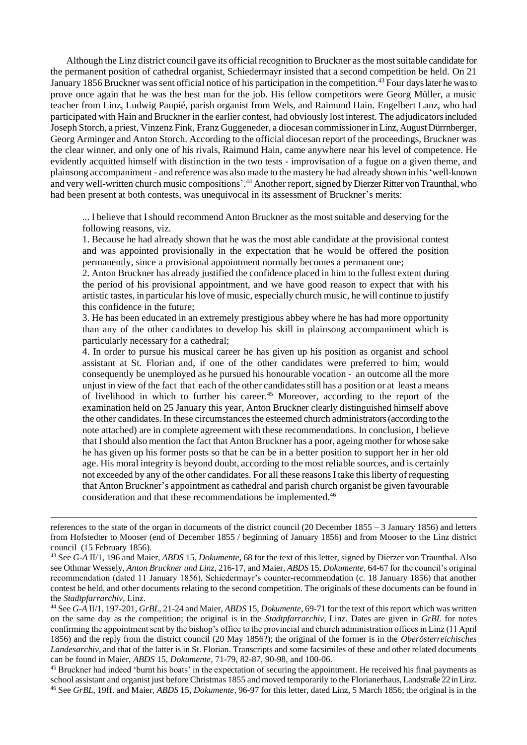Although the Linz district council gave its official recognition to Bruckner as the most suitable candidate for the permanent position of cathedral organist, Schiedermayr insisted that a second competition be held. On 21 January 1856 Bruckner was sent official notice of his participation in the competition.[43] Four days later he was to prove once again that he was the best man for the job. His fellow competitors were Georg Müller, a music teacher from Linz, Ludwig Paupié, parish organist from Wels, and Raimund Hain. Engelbert Lanz, who had participated with Hain and Bruckner in the earlier contest, had obviously lost interest. The adjudicators included Joseph Storch, a priest, Vinzenz Fink, Franz Guggeneder, a diocesan commissioner in Linz, August Dürrnberger, Georg Arminger and Anton Storch. According to the official diocesan report of the proceedings, Bruckner was the clear winner, and only one of his rivals, Raimund Hain, came anywhere near his level of competence. He evidently acquitted himself with distinction in the two tests - improvisation of a fugue on a given theme, and plainsong accompaniment - and reference was also made to the mastery he had already shown in his 'well-known and very well-written church music compositions'.[44] Another report, signed by Dierzer Ritter von Traunthal, who had been present at both contests, was unequivocal in its assessment of Bruckner's merits:

> ... I believe that I should recommend Anton Bruckner as the most suitable and deserving for the following reasons, viz.
>
> 1. Because he had already shown that he was the most able candidate at the provisional contest and was appointed provisionally in the expectation that he would be offered the position permanently, since a provisional appointment normally becomes a permanent one;
>
> 2. Anton Bruckner has already justified the confidence placed in him to the fullest extent during the period of his provisional appointment, and we have good reason to expect that with his artistic tastes, in particular his love of music, especially church music, he will continue to justify this confidence in the future;
>
> 3. He has been educated in an extremely prestigious abbey where he has had more opportunity than any of the other candidates to develop his skill in plainsong accompaniment which is particularly necessary for a cathedral;
>
> 4. In order to pursue his musical career he has given up his position as organist and school assistant at St. Florian and, if one of the other candidates were preferred to him, would consequently be unemployed as he pursued his honourable vocation - an outcome all the more unjust in view of the fact that each of the other candidates still has a position or at least a means of livelihood in which to further his career.[45] Moreover, according to the report of the examination held on 25 January this year, Anton Bruckner clearly distinguished himself above the other candidates. In these circumstances the esteemed church administrators (according to the note attached) are in complete agreement with these recommendations. In conclusion, I believe that I should also mention the fact that Anton Bruckner has a poor, ageing mother for whose sake he has given up his former posts so that he can be in a better position to support her in her old age. His moral integrity is beyond doubt, according to the most reliable sources, and is certainly not exceeded by any of the other candidates. For all these reasons I take this liberty of requesting that Anton Bruckner's appointment as cathedral and parish church organist be given favourable consideration and that these recommendations be implemented.[46]

---

references to the state of the organ in documents of the district council (20 December 1855 – 3 January 1856) and letters from Hofstedter to Mooser (end of December 1855 / beginning of January 1856) and from Mooser to the Linz district council (15 February 1856).

[43] See *G-A* II/1, 196 and Maier, *ABDS* 15, *Dokumente*, 68 for the text of this letter, signed by Dierzer von Traunthal. Also see Othmar Wessely, *Anton Bruckner und Linz*, 216-17, and Maier, *ABDS* 15, *Dokumente*, 64-67 for the council's original recommendation (dated 11 January 1856), Schiedermayr's counter-recommendation (c. 18 January 1856) that another contest be held, and other documents relating to the second competition. The originals of these documents can be found in the *Stadtpfarrarchiv*, Linz.

[44] See *G-A* II/1, 197-201, *GrBL*, 21-24 and Maier, *ABDS* 15, *Dokumente*, 69-71 for the text of this report which was written on the same day as the competition; the original is in the *Stadtpfarrarchiv*, Linz. Dates are given in *GrBL* for notes confirming the appointment sent by the bishop's office to the provincial and church administration offices in Linz (11 April 1856) and the reply from the district council (20 May 1856?); the original of the former is in the *Oberösterreichisches Landesarchiv*, and that of the latter is in St. Florian. Transcripts and some facsimiles of these and other related documents can be found in Maier, *ABDS* 15, *Dokumente*, 71-79, 82-87, 90-98, and 100-06.

[45] Bruckner had indeed 'burnt his boats' in the expectation of securing the appointment. He received his final payments as school assistant and organist just before Christmas 1855 and moved temporarily to the Florianerhaus, Landstraße 22 in Linz.

[46] See *GrBL*, 19ff. and Maier, *ABDS* 15, *Dokumente*, 96-97 for this letter, dated Linz, 5 March 1856; the original is in the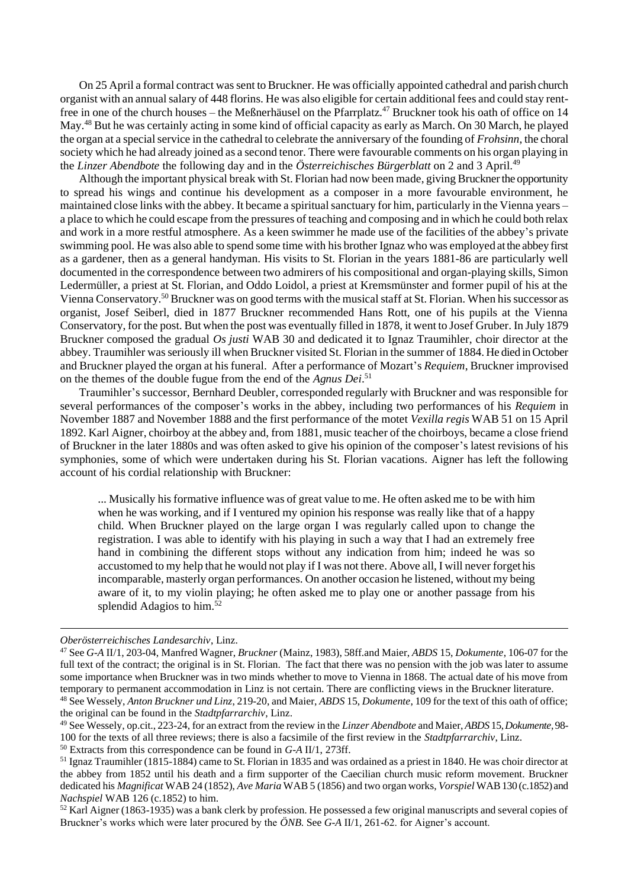On 25 April a formal contract was sent to Bruckner. He was officially appointed cathedral and parish church organist with an annual salary of 448 florins. He was also eligible for certain additional fees and could stay rent-free in one of the church houses – the Meßnerhäusel on the Pfarrplatz.[47] Bruckner took his oath of office on 14 May.[48] But he was certainly acting in some kind of official capacity as early as March. On 30 March, he played the organ at a special service in the cathedral to celebrate the anniversary of the founding of *Frohsinn*, the choral society which he had already joined as a second tenor. There were favourable comments on his organ playing in the *Linzer Abendbote* the following day and in the *Österreichisches Bürgerblatt* on 2 and 3 April.[49]

Although the important physical break with St. Florian had now been made, giving Bruckner the opportunity to spread his wings and continue his development as a composer in a more favourable environment, he maintained close links with the abbey. It became a spiritual sanctuary for him, particularly in the Vienna years – a place to which he could escape from the pressures of teaching and composing and in which he could both relax and work in a more restful atmosphere. As a keen swimmer he made use of the facilities of the abbey's private swimming pool. He was also able to spend some time with his brother Ignaz who was employed at the abbey first as a gardener, then as a general handyman. His visits to St. Florian in the years 1881-86 are particularly well documented in the correspondence between two admirers of his compositional and organ-playing skills, Simon Ledermüller, a priest at St. Florian, and Oddo Loidol, a priest at Kremsmünster and former pupil of his at the Vienna Conservatory.[50] Bruckner was on good terms with the musical staff at St. Florian. When his successor as organist, Josef Seiberl, died in 1877 Bruckner recommended Hans Rott, one of his pupils at the Vienna Conservatory, for the post. But when the post was eventually filled in 1878, it went to Josef Gruber. In July 1879 Bruckner composed the gradual *Os justi* WAB 30 and dedicated it to Ignaz Traumihler, choir director at the abbey. Traumihler was seriously ill when Bruckner visited St. Florian in the summer of 1884. He died in October and Bruckner played the organ at his funeral. After a performance of Mozart's *Requiem*, Bruckner improvised on the themes of the double fugue from the end of the *Agnus Dei*.[51]

Traumihler's successor, Bernhard Deubler, corresponded regularly with Bruckner and was responsible for several performances of the composer's works in the abbey, including two performances of his *Requiem* in November 1887 and November 1888 and the first performance of the motet *Vexilla regis* WAB 51 on 15 April 1892. Karl Aigner, choirboy at the abbey and, from 1881, music teacher of the choirboys, became a close friend of Bruckner in the later 1880s and was often asked to give his opinion of the composer's latest revisions of his symphonies, some of which were undertaken during his St. Florian vacations. Aigner has left the following account of his cordial relationship with Bruckner:

> ... Musically his formative influence was of great value to me. He often asked me to be with him when he was working, and if I ventured my opinion his response was really like that of a happy child. When Bruckner played on the large organ I was regularly called upon to change the registration. I was able to identify with his playing in such a way that I had an extremely free hand in combining the different stops without any indication from him; indeed he was so accustomed to my help that he would not play if I was not there. Above all, I will never forget his incomparable, masterly organ performances. On another occasion he listened, without my being aware of it, to my violin playing; he often asked me to play one or another passage from his splendid Adagios to him.[52]

---

*Oberösterreichisches Landesarchiv*, Linz.

[47] See *G-A* II/1, 203-04, Manfred Wagner, *Bruckner* (Mainz, 1983), 58ff.and Maier, *ABDS* 15, *Dokumente*, 106-07 for the full text of the contract; the original is in St. Florian. The fact that there was no pension with the job was later to assume some importance when Bruckner was in two minds whether to move to Vienna in 1868. The actual date of his move from temporary to permanent accommodation in Linz is not certain. There are conflicting views in the Bruckner literature.

[48] See Wessely, *Anton Bruckner und Linz*, 219-20, and Maier, *ABDS* 15, *Dokumente*, 109 for the text of this oath of office; the original can be found in the *Stadtpfarrarchiv*, Linz.

[49] See Wessely, op.cit., 223-24, for an extract from the review in the *Linzer Abendbote* and Maier, *ABDS* 15, *Dokumente*, 98-100 for the texts of all three reviews; there is also a facsimile of the first review in the *Stadtpfarrarchiv*, Linz.

[50] Extracts from this correspondence can be found in *G-A* II/1, 273ff.

[51] Ignaz Traumihler (1815-1884) came to St. Florian in 1835 and was ordained as a priest in 1840. He was choir director at the abbey from 1852 until his death and a firm supporter of the Caecilian church music reform movement. Bruckner dedicated his *Magnificat* WAB 24 (1852), *Ave Maria* WAB 5 (1856) and two organ works, *Vorspiel* WAB 130 (c.1852) and *Nachspiel* WAB 126 (c.1852) to him.

[52] Karl Aigner (1863-1935) was a bank clerk by profession. He possessed a few original manuscripts and several copies of Bruckner's works which were later procured by the *ÖNB*. See *G-A* II/1, 261-62. for Aigner's account.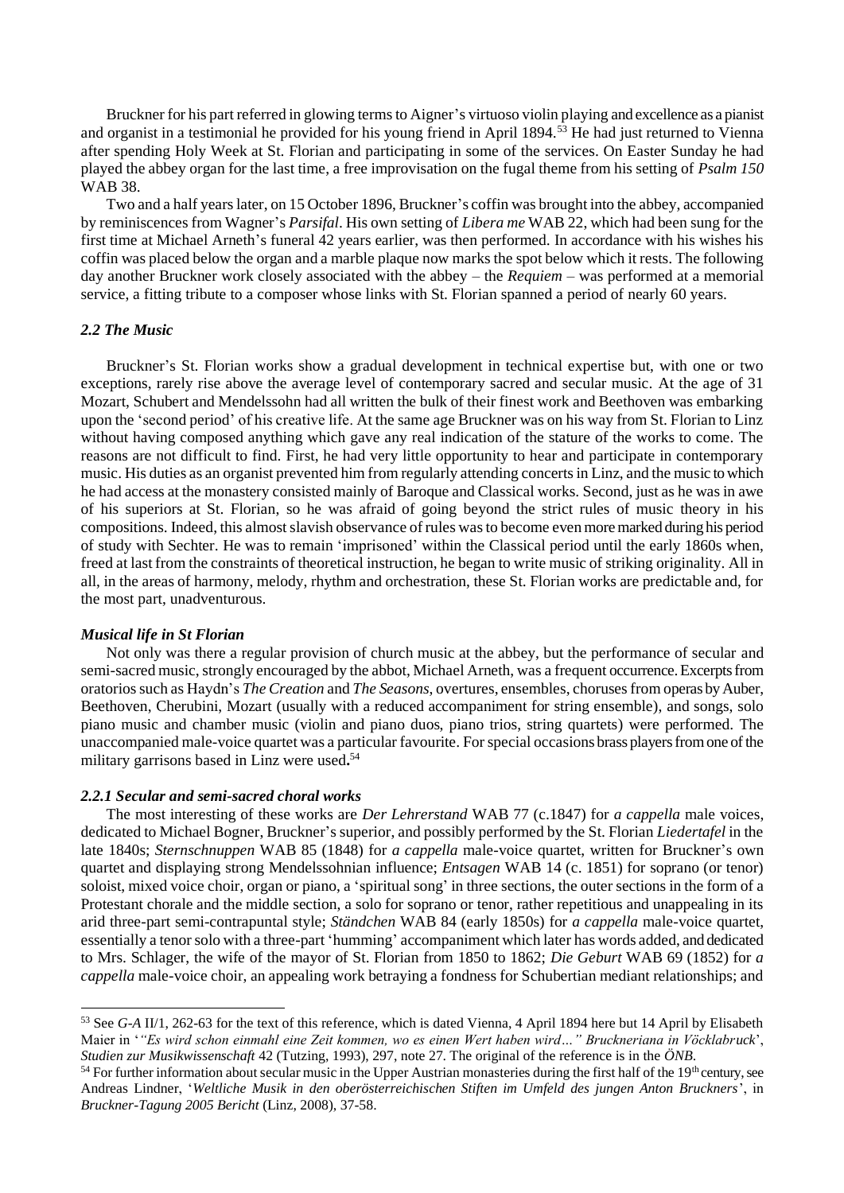Bruckner for his part referred in glowing terms to Aigner's virtuoso violin playing and excellence as a pianist and organist in a testimonial he provided for his young friend in April 1894.[53] He had just returned to Vienna after spending Holy Week at St. Florian and participating in some of the services. On Easter Sunday he had played the abbey organ for the last time, a free improvisation on the fugal theme from his setting of *Psalm 150* WAB 38.

Two and a half years later, on 15 October 1896, Bruckner's coffin was brought into the abbey, accompanied by reminiscences from Wagner's *Parsifal*. His own setting of *Libera me* WAB 22, which had been sung for the first time at Michael Arneth's funeral 42 years earlier, was then performed. In accordance with his wishes his coffin was placed below the organ and a marble plaque now marks the spot below which it rests. The following day another Bruckner work closely associated with the abbey – the *Requiem* – was performed at a memorial service, a fitting tribute to a composer whose links with St. Florian spanned a period of nearly 60 years.

### *2.2 The Music*

Bruckner's St. Florian works show a gradual development in technical expertise but, with one or two exceptions, rarely rise above the average level of contemporary sacred and secular music. At the age of 31 Mozart, Schubert and Mendelssohn had all written the bulk of their finest work and Beethoven was embarking upon the 'second period' of his creative life. At the same age Bruckner was on his way from St. Florian to Linz without having composed anything which gave any real indication of the stature of the works to come. The reasons are not difficult to find. First, he had very little opportunity to hear and participate in contemporary music. His duties as an organist prevented him from regularly attending concerts in Linz, and the music to which he had access at the monastery consisted mainly of Baroque and Classical works. Second, just as he was in awe of his superiors at St. Florian, so he was afraid of going beyond the strict rules of music theory in his compositions. Indeed, this almost slavish observance of rules was to become even more marked during his period of study with Sechter. He was to remain 'imprisoned' within the Classical period until the early 1860s when, freed at last from the constraints of theoretical instruction, he began to write music of striking originality. All in all, in the areas of harmony, melody, rhythm and orchestration, these St. Florian works are predictable and, for the most part, unadventurous.

#### *Musical life in St Florian*

Not only was there a regular provision of church music at the abbey, but the performance of secular and semi-sacred music, strongly encouraged by the abbot, Michael Arneth, was a frequent occurrence. Excerpts from oratorios such as Haydn's *The Creation* and *The Seasons*, overtures, ensembles, choruses from operas by Auber, Beethoven, Cherubini, Mozart (usually with a reduced accompaniment for string ensemble), and songs, solo piano music and chamber music (violin and piano duos, piano trios, string quartets) were performed. The unaccompanied male-voice quartet was a particular favourite. For special occasions brass players from one of the military garrisons based in Linz were used**.**[54]

### *2.2.1 Secular and semi-sacred choral works*

The most interesting of these works are *Der Lehrerstand* WAB 77 (c.1847) for *a cappella* male voices, dedicated to Michael Bogner, Bruckner's superior, and possibly performed by the St. Florian *Liedertafel* in the late 1840s; *Sternschnuppen* WAB 85 (1848) for *a cappella* male-voice quartet, written for Bruckner's own quartet and displaying strong Mendelssohnian influence; *Entsagen* WAB 14 (c. 1851) for soprano (or tenor) soloist, mixed voice choir, organ or piano, a 'spiritual song' in three sections, the outer sections in the form of a Protestant chorale and the middle section, a solo for soprano or tenor, rather repetitious and unappealing in its arid three-part semi-contrapuntal style; *Ständchen* WAB 84 (early 1850s) for *a cappella* male-voice quartet, essentially a tenor solo with a three-part 'humming' accompaniment which later has words added, and dedicated to Mrs. Schlager, the wife of the mayor of St. Florian from 1850 to 1862; *Die Geburt* WAB 69 (1852) for *a cappella* male-voice choir, an appealing work betraying a fondness for Schubertian mediant relationships; and

---

[53] See *G-A* II/1, 262-63 for the text of this reference, which is dated Vienna, 4 April 1894 here but 14 April by Elisabeth Maier in '*"Es wird schon einmahl eine Zeit kommen, wo es einen Wert haben wird…" Bruckneriana in Vöcklabruck*', *Studien zur Musikwissenschaft* 42 (Tutzing, 1993), 297, note 27. The original of the reference is in the *ÖNB*.

[54] For further information about secular music in the Upper Austrian monasteries during the first half of the 19th century, see Andreas Lindner, '*Weltliche Musik in den oberösterreichischen Stiften im Umfeld des jungen Anton Bruckners*', in *Bruckner-Tagung 2005 Bericht* (Linz, 2008), 37-58.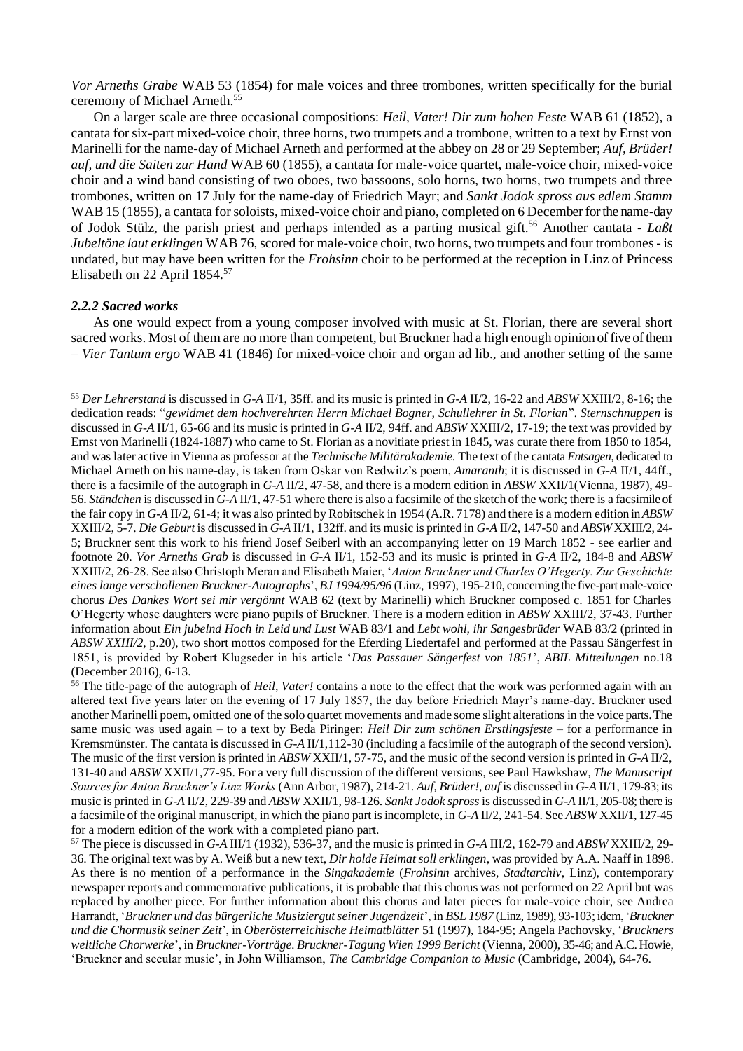*Vor Arneths Grabe* WAB 53 (1854) for male voices and three trombones, written specifically for the burial ceremony of Michael Arneth.[55]

On a larger scale are three occasional compositions: *Heil, Vater! Dir zum hohen Feste* WAB 61 (1852), a cantata for six-part mixed-voice choir, three horns, two trumpets and a trombone, written to a text by Ernst von Marinelli for the name-day of Michael Arneth and performed at the abbey on 28 or 29 September; *Auf, Brüder! auf, und die Saiten zur Hand* WAB 60 (1855), a cantata for male-voice quartet, male-voice choir, mixed-voice choir and a wind band consisting of two oboes, two bassoons, solo horns, two horns, two trumpets and three trombones, written on 17 July for the name-day of Friedrich Mayr; and *Sankt Jodok spross aus edlem Stamm* WAB 15 (1855), a cantata for soloists, mixed-voice choir and piano, completed on 6 December for the name-day of Jodok Stülz, the parish priest and perhaps intended as a parting musical gift.[56] Another cantata - ***Laßt Jubeltöne laut erklingen*** WAB 76, scored for male-voice choir, two horns, two trumpets and four trombones - is undated, but may have been written for the *Frohsinn* choir to be performed at the reception in Linz of Princess Elisabeth on 22 April 1854.[57]

### *2.2.2 Sacred works*

As one would expect from a young composer involved with music at St. Florian, there are several short sacred works. Most of them are no more than competent, but Bruckner had a high enough opinion of five of them – *Vier Tantum ergo* WAB 41 (1846) for mixed-voice choir and organ ad lib., and another setting of the same

---

[55] *Der Lehrerstand* is discussed in *G-A* II/1, 35ff. and its music is printed in *G-A* II/2, 16-22 and *ABSW* XXIII/2, 8-16; the dedication reads: "*gewidmet dem hochverehrten Herrn Michael Bogner, Schullehrer in St. Florian*". *Sternschnuppen* is discussed in *G-A* II/1, 65-66 and its music is printed in *G-A* II/2, 94ff. and *ABSW* XXIII/2, 17-19; the text was provided by Ernst von Marinelli (1824-1887) who came to St. Florian as a novitiate priest in 1845, was curate there from 1850 to 1854, and was later active in Vienna as professor at the *Technische Militärakademie.* The text of the cantata *Entsagen*, dedicated to Michael Arneth on his name-day, is taken from Oskar von Redwitz's poem, *Amaranth*; it is discussed in *G-A* II/1, 44ff., there is a facsimile of the autograph in *G-A* II/2, 47-58, and there is a modern edition in *ABSW* XXII/1(Vienna, 1987), 49-56. *Ständchen* is discussed in *G-A* II/1, 47-51 where there is also a facsimile of the sketch of the work; there is a facsimile of the fair copy in *G-A* II/2, 61-4; it was also printed by Robitschek in 1954 (A.R. 7178) and there is a modern edition in *ABSW* XXIII/2, 5-7. *Die Geburt* is discussed in *G-A* II/1, 132ff. and its music is printed in *G-A* II/2, 147-50 and *ABSW* XXIII/2, 24-5; Bruckner sent this work to his friend Josef Seiberl with an accompanying letter on 19 March 1852 - see earlier and footnote 20. *Vor Arneths Grab* is discussed in *G-A* II/1, 152-53 and its music is printed in *G-A* II/2, 184-8 and *ABSW* XXIII/2, 26-28. See also Christoph Meran and Elisabeth Maier, '*Anton Bruckner und Charles O'Hegerty. Zur Geschichte eines lange verschollenen Bruckner-Autographs*', *BJ 1994/95/96* (Linz, 1997), 195-210, concerning the five-part male-voice chorus *Des Dankes Wort sei mir vergönnt* WAB 62 (text by Marinelli) which Bruckner composed c. 1851 for Charles O'Hegerty whose daughters were piano pupils of Bruckner. There is a modern edition in *ABSW* XXIII/2, 37-43. Further information about *Ein jubelnd Hoch in Leid und Lust* WAB 83/1 and *Lebt wohl, ihr Sangesbrüder* WAB 83/2 (printed in *ABSW XXIII/2*, p.20), two short mottos composed for the Eferding Liedertafel and performed at the Passau Sängerfest in 1851, is provided by Robert Klugseder in his article '*Das Passauer Sängerfest von 1851*', *ABIL Mitteilungen* no.18 (December 2016), 6-13.

[56] The title-page of the autograph of *Heil, Vater!* contains a note to the effect that the work was performed again with an altered text five years later on the evening of 17 July 1857, the day before Friedrich Mayr's name-day. Bruckner used another Marinelli poem, omitted one of the solo quartet movements and made some slight alterations in the voice parts. The same music was used again – to a text by Beda Piringer: *Heil Dir zum schönen Erstlingsfeste* – for a performance in Kremsmünster. The cantata is discussed in *G-A* II/1,112-30 (including a facsimile of the autograph of the second version). The music of the first version is printed in *ABSW* XXII/1, 57-75, and the music of the second version is printed in *G-A* II/2, 131-40 and *ABSW* XXII/1,77-95. For a very full discussion of the different versions, see Paul Hawkshaw, *The Manuscript Sources for Anton Bruckner's Linz Works* (Ann Arbor, 1987), 214-21. *Auf, Brüder!, auf* is discussed in *G-A* II/1, 179-83; its music is printed in *G-A* II/2, 229-39 and *ABSW* XXII/1, 98-126. *Sankt Jodok spross* is discussed in *G-A* II/1, 205-08; there is a facsimile of the original manuscript, in which the piano part is incomplete, in *G-A* II/2, 241-54. See *ABSW* XXII/1, 127-45 for a modern edition of the work with a completed piano part.

[57] The piece is discussed in *G-A* III/1 (1932), 536-37, and the music is printed in *G-A* III/2, 162-79 and *ABSW* XXIII/2, 29-36. The original text was by A. Weiß but a new text, *Dir holde Heimat soll erklingen*, was provided by A.A. Naaff in 1898. As there is no mention of a performance in the *Singakademie* (*Frohsinn* archives, *Stadtarchiv*, Linz), contemporary newspaper reports and commemorative publications, it is probable that this chorus was not performed on 22 April but was replaced by another piece. For further information about this chorus and later pieces for male-voice choir, see Andrea Harrandt, '*Bruckner und das bürgerliche Musiziergut seiner Jugendzeit*', in *BSL 1987* (Linz, 1989), 93-103; idem, '*Bruckner und die Chormusik seiner Zeit*', in *Oberösterreichische Heimatblätter* 51 (1997), 184-95; Angela Pachovsky, '*Bruckners weltliche Chorwerke*', in *Bruckner-Vorträge. Bruckner-Tagung Wien 1999 Bericht* (Vienna, 2000), 35-46; and A.C. Howie, 'Bruckner and secular music', in John Williamson, *The Cambridge Companion to Music* (Cambridge, 2004), 64-76.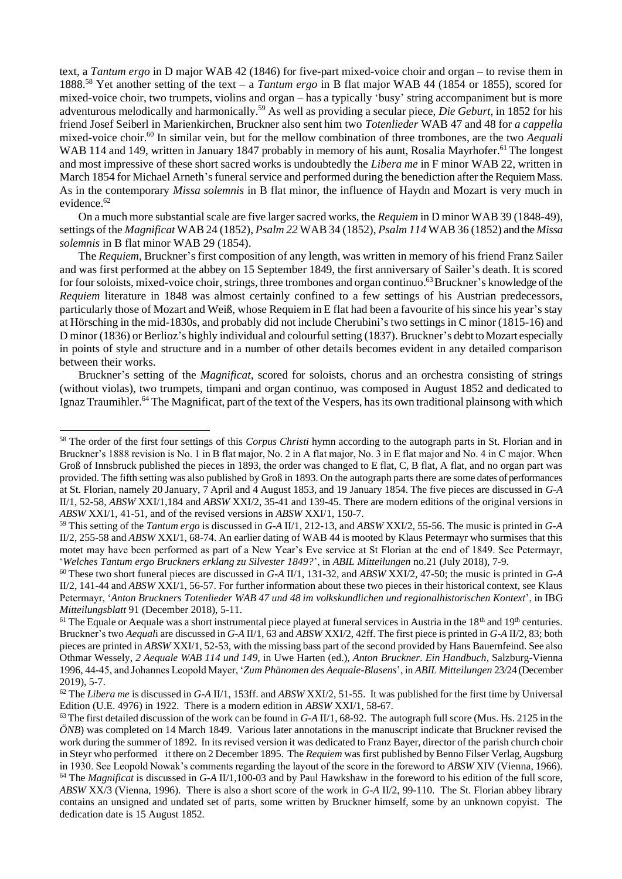text, a *Tantum ergo* in D major WAB 42 (1846) for five-part mixed-voice choir and organ – to revise them in 1888.[58] Yet another setting of the text – a *Tantum ergo* in B flat major WAB 44 (1854 or 1855), scored for mixed-voice choir, two trumpets, violins and organ – has a typically 'busy' string accompaniment but is more adventurous melodically and harmonically.[59] As well as providing a secular piece, *Die Geburt*, in 1852 for his friend Josef Seiberl in Marienkirchen, Bruckner also sent him two *Totenlieder* WAB 47 and 48 for *a cappella* mixed-voice choir.[60] In similar vein, but for the mellow combination of three trombones, are the two *Aequali* WAB 114 and 149, written in January 1847 probably in memory of his aunt, Rosalia Mayrhofer.[61] The longest and most impressive of these short sacred works is undoubtedly the *Libera me* in F minor WAB 22, written in March 1854 for Michael Arneth's funeral service and performed during the benediction after the Requiem Mass. As in the contemporary *Missa solemnis* in B flat minor, the influence of Haydn and Mozart is very much in evidence.[62]

On a much more substantial scale are five larger sacred works, the *Requiem* in D minor WAB 39 (1848-49), settings of the *Magnificat* WAB 24 (1852), *Psalm 22* WAB 34 (1852), *Psalm 114* WAB 36 (1852) and the *Missa solemnis* in B flat minor WAB 29 (1854).

The *Requiem*, Bruckner's first composition of any length, was written in memory of his friend Franz Sailer and was first performed at the abbey on 15 September 1849, the first anniversary of Sailer's death. It is scored for four soloists, mixed-voice choir, strings, three trombones and organ continuo.[63] Bruckner's knowledge of the *Requiem* literature in 1848 was almost certainly confined to a few settings of his Austrian predecessors, particularly those of Mozart and Weiß, whose Requiem in E flat had been a favourite of his since his year's stay at Hörsching in the mid-1830s, and probably did not include Cherubini's two settings in C minor (1815-16) and D minor (1836) or Berlioz's highly individual and colourful setting (1837). Bruckner's debt to Mozart especially in points of style and structure and in a number of other details becomes evident in any detailed comparison between their works.

Bruckner's setting of the *Magnificat*, scored for soloists, chorus and an orchestra consisting of strings (without violas), two trumpets, timpani and organ continuo, was composed in August 1852 and dedicated to Ignaz Traumihler.[64] The Magnificat, part of the text of the Vespers, has its own traditional plainsong with which

---

[58] The order of the first four settings of this *Corpus Christi* hymn according to the autograph parts in St. Florian and in Bruckner's 1888 revision is No. 1 in B flat major, No. 2 in A flat major, No. 3 in E flat major and No. 4 in C major. When Groß of Innsbruck published the pieces in 1893, the order was changed to E flat, C, B flat, A flat, and no organ part was provided. The fifth setting was also published by Groß in 1893. On the autograph parts there are some dates of performances at St. Florian, namely 20 January, 7 April and 4 August 1853, and 19 January 1854. The five pieces are discussed in *G-A* II/1, 52-58, *ABSW* XXI/1,184 and *ABSW* XXI/2, 35-41 and 139-45. There are modern editions of the original versions in *ABSW* XXI/1, 41-51, and of the revised versions in *ABSW* XXI/1, 150-7.

[59] This setting of the *Tantum ergo* is discussed in *G-A* II/1, 212-13, and *ABSW* XXI/2, 55-56. The music is printed in *G-A* II/2, 255-58 and *ABSW* XXI/1, 68-74. An earlier dating of WAB 44 is mooted by Klaus Petermayr who surmises that this motet may have been performed as part of a New Year's Eve service at St Florian at the end of 1849. See Petermayr, '*Welches Tantum ergo Bruckners erklang zu Silvester 1849?*', in *ABIL Mitteilungen* no.21 (July 2018), 7-9.

[60] These two short funeral pieces are discussed in *G-A* II/1, 131-32, and *ABSW* XXI/2, 47-50; the music is printed in *G-A* II/2, 141-44 and *ABSW* XXI/1, 56-57. For further information about these two pieces in their historical context, see Klaus Petermayr, '*Anton Bruckners Totenlieder WAB 47 und 48 im volkskundlichen und regionalhistorischen Kontext*', in IBG *Mitteilungsblatt* 91 (December 2018), 5-11.

[61] The Equale or Aequale was a short instrumental piece played at funeral services in Austria in the 18th and 19th centuries. Bruckner's two *Aequali* are discussed in *G-A* II/1, 63 and *ABSW* XXI/2, 42ff. The first piece is printed in *G-A* II/2, 83; both pieces are printed in *ABSW* XXI/1, 52-53, with the missing bass part of the second provided by Hans Bauernfeind. See also Othmar Wessely, *2 Aequale WAB 114 und 149*, in Uwe Harten (ed.), *Anton Bruckner. Ein Handbuch*, Salzburg-Vienna 1996, 44-45, and Johannes Leopold Mayer, '*Zum Phänomen des Aequale-Blasens*', in *ABIL Mitteilungen* 23/24 (December 2019), 5-7.

[62] The *Libera me* is discussed in *G-A* II/1, 153ff. and *ABSW* XXI/2, 51-55. It was published for the first time by Universal Edition (U.E. 4976) in 1922. There is a modern edition in *ABSW* XXI/1, 58-67.

[63] The first detailed discussion of the work can be found in *G-A* II/1, 68-92. The autograph full score (Mus. Hs. 2125 in the *ÖNB*) was completed on 14 March 1849. Various later annotations in the manuscript indicate that Bruckner revised the work during the summer of 1892. In its revised version it was dedicated to Franz Bayer, director of the parish church choir in Steyr who performed it there on 2 December 1895. The *Requiem* was first published by Benno Filser Verlag, Augsburg in 1930. See Leopold Nowak's comments regarding the layout of the score in the foreword to *ABSW* XIV (Vienna, 1966).

[64] The *Magnificat* is discussed in *G-A* II/1,100-03 and by Paul Hawkshaw in the foreword to his edition of the full score, *ABSW* XX/3 (Vienna, 1996). There is also a short score of the work in *G-A* II/2, 99-110. The St. Florian abbey library contains an unsigned and undated set of parts, some written by Bruckner himself, some by an unknown copyist. The dedication date is 15 August 1852.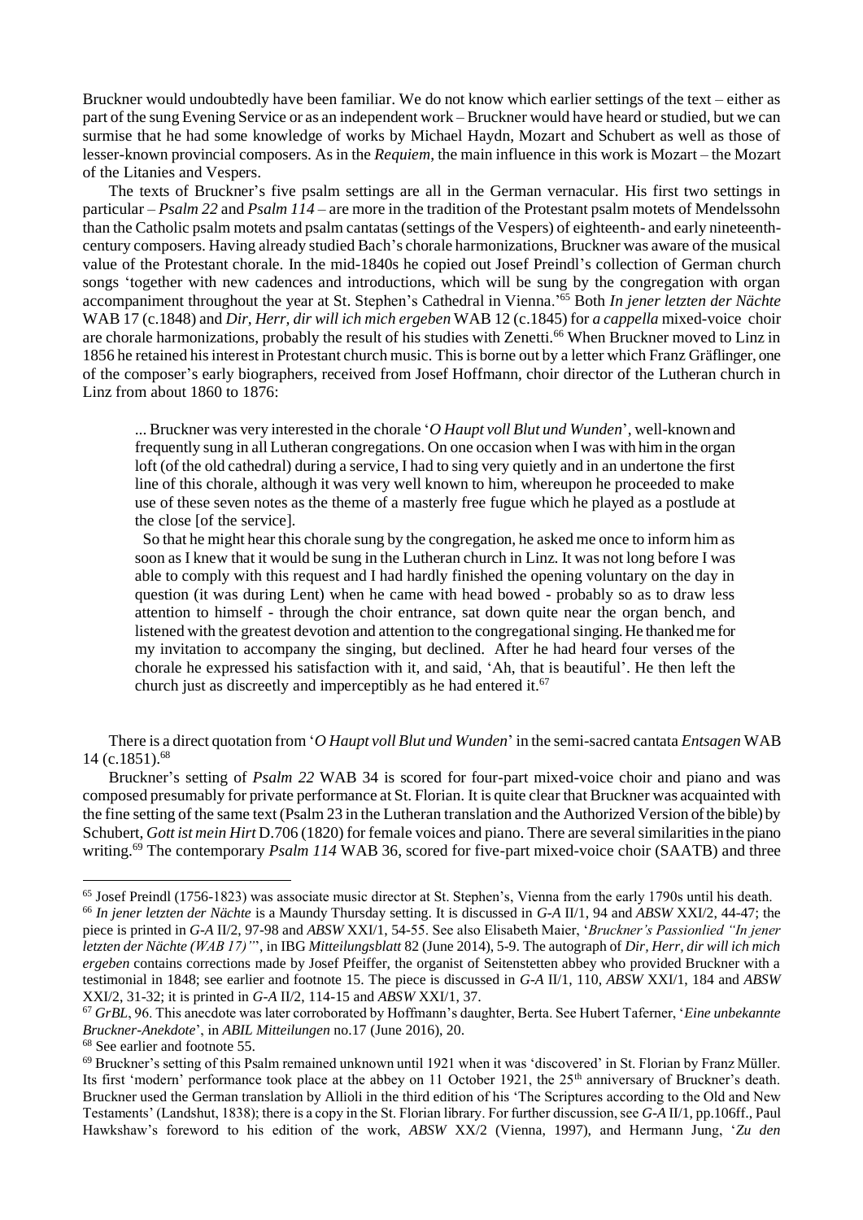Bruckner would undoubtedly have been familiar. We do not know which earlier settings of the text – either as part of the sung Evening Service or as an independent work – Bruckner would have heard or studied, but we can surmise that he had some knowledge of works by Michael Haydn, Mozart and Schubert as well as those of lesser-known provincial composers. As in the *Requiem*, the main influence in this work is Mozart – the Mozart of the Litanies and Vespers.

The texts of Bruckner's five psalm settings are all in the German vernacular. His first two settings in particular – *Psalm 22* and *Psalm 114* – are more in the tradition of the Protestant psalm motets of Mendelssohn than the Catholic psalm motets and psalm cantatas (settings of the Vespers) of eighteenth- and early nineteenth-century composers. Having already studied Bach's chorale harmonizations, Bruckner was aware of the musical value of the Protestant chorale. In the mid-1840s he copied out Josef Preindl's collection of German church songs 'together with new cadences and introductions, which will be sung by the congregation with organ accompaniment throughout the year at St. Stephen's Cathedral in Vienna.'[65] Both *In jener letzten der Nächte* WAB 17 (c.1848) and *Dir, Herr, dir will ich mich ergeben* WAB 12 (c.1845) for *a cappella* mixed-voice choir are chorale harmonizations, probably the result of his studies with Zenetti.[66] When Bruckner moved to Linz in 1856 he retained his interest in Protestant church music. This is borne out by a letter which Franz Gräflinger, one of the composer's early biographers, received from Josef Hoffmann, choir director of the Lutheran church in Linz from about 1860 to 1876:

> ... Bruckner was very interested in the chorale '*O Haupt voll Blut und Wunden*', well-known and frequently sung in all Lutheran congregations. On one occasion when I was with him in the organ loft (of the old cathedral) during a service, I had to sing very quietly and in an undertone the first line of this chorale, although it was very well known to him, whereupon he proceeded to make use of these seven notes as the theme of a masterly free fugue which he played as a postlude at the close [of the service].
>
> So that he might hear this chorale sung by the congregation, he asked me once to inform him as soon as I knew that it would be sung in the Lutheran church in Linz. It was not long before I was able to comply with this request and I had hardly finished the opening voluntary on the day in question (it was during Lent) when he came with head bowed - probably so as to draw less attention to himself - through the choir entrance, sat down quite near the organ bench, and listened with the greatest devotion and attention to the congregational singing. He thanked me for my invitation to accompany the singing, but declined. After he had heard four verses of the chorale he expressed his satisfaction with it, and said, 'Ah, that is beautiful'. He then left the church just as discreetly and imperceptibly as he had entered it.[67]

There is a direct quotation from '*O Haupt voll Blut und Wunden*' in the semi-sacred cantata *Entsagen* WAB 14 (c.1851).[68]

Bruckner's setting of *Psalm 22* WAB 34 is scored for four-part mixed-voice choir and piano and was composed presumably for private performance at St. Florian. It is quite clear that Bruckner was acquainted with the fine setting of the same text (Psalm 23 in the Lutheran translation and the Authorized Version of the bible) by Schubert, *Gott ist mein Hirt* D.706 (1820) for female voices and piano. There are several similarities in the piano writing.[69] The contemporary *Psalm 114* WAB 36, scored for five-part mixed-voice choir (SAATB) and three

---

[65] Josef Preindl (1756-1823) was associate music director at St. Stephen's, Vienna from the early 1790s until his death.

[66] *In jener letzten der Nächte* is a Maundy Thursday setting. It is discussed in *G-A* II/1, 94 and *ABSW* XXI/2, 44-47; the piece is printed in *G-A* II/2, 97-98 and *ABSW* XXI/1, 54-55. See also Elisabeth Maier, '*Bruckner's Passionlied "In jener letzten der Nächte (WAB 17)"*', in IBG *Mitteilungsblatt* 82 (June 2014), 5-9. The autograph of *Dir, Herr, dir will ich mich ergeben* contains corrections made by Josef Pfeiffer, the organist of Seitenstetten abbey who provided Bruckner with a testimonial in 1848; see earlier and footnote 15. The piece is discussed in *G-A* II/1, 110, *ABSW* XXI/1, 184 and *ABSW* XXI/2, 31-32; it is printed in *G-A* II/2, 114-15 and *ABSW* XXI/1, 37.

[67] *GrBL*, 96. This anecdote was later corroborated by Hoffmann's daughter, Berta. See Hubert Taferner, '*Eine unbekannte Bruckner-Anekdote*', in *ABIL Mitteilungen* no.17 (June 2016), 20.

[68] See earlier and footnote 55.

[69] Bruckner's setting of this Psalm remained unknown until 1921 when it was 'discovered' in St. Florian by Franz Müller. Its first 'modern' performance took place at the abbey on 11 October 1921, the 25th anniversary of Bruckner's death. Bruckner used the German translation by Allioli in the third edition of his 'The Scriptures according to the Old and New Testaments' (Landshut, 1838); there is a copy in the St. Florian library. For further discussion, see *G-A* II/1, pp.106ff., Paul Hawkshaw's foreword to his edition of the work, *ABSW* XX/2 (Vienna, 1997), and Hermann Jung, '*Zu den*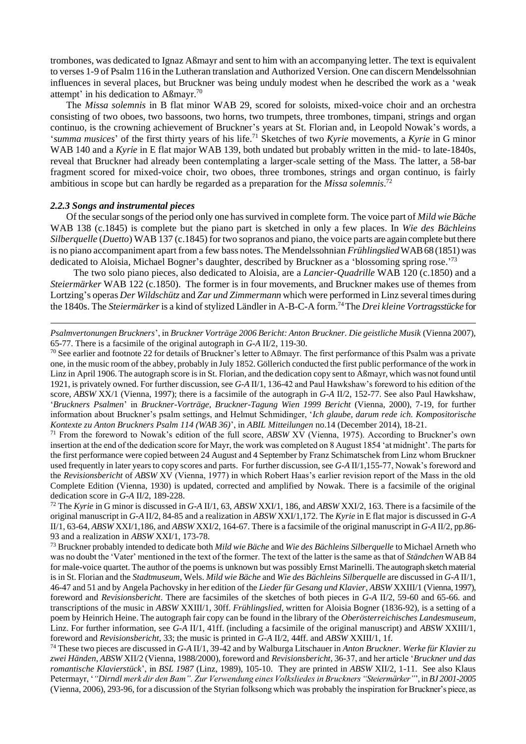trombones, was dedicated to Ignaz Aßmayr and sent to him with an accompanying letter. The text is equivalent to verses 1-9 of Psalm 116 in the Lutheran translation and Authorized Version. One can discern Mendelssohnian influences in several places, but Bruckner was being unduly modest when he described the work as a 'weak attempt' in his dedication to Aßmayr.[70]

The *Missa solemnis* in B flat minor WAB 29, scored for soloists, mixed-voice choir and an orchestra consisting of two oboes, two bassoons, two horns, two trumpets, three trombones, timpani, strings and organ continuo, is the crowning achievement of Bruckner's years at St. Florian and, in Leopold Nowak's words, a '*summa musices*' of the first thirty years of his life.[71] Sketches of two *Kyrie* movements, a *Kyrie* in G minor WAB 140 and a *Kyrie* in E flat major WAB 139, both undated but probably written in the mid- to late-1840s, reveal that Bruckner had already been contemplating a larger-scale setting of the Mass. The latter, a 58-bar fragment scored for mixed-voice choir, two oboes, three trombones, strings and organ continuo, is fairly ambitious in scope but can hardly be regarded as a preparation for the *Missa solemnis*.[72]

### *2.2.3 Songs and instrumental pieces*

Of the secular songs of the period only one has survived in complete form. The voice part of *Mild wie Bäche* WAB 138 (c.1845) is complete but the piano part is sketched in only a few places. In *Wie des Bächleins Silberquelle* (*Duetto*) WAB 137 (c.1845) for two sopranos and piano, the voice parts are again complete but there is no piano accompaniment apart from a few bass notes. The Mendelssohnian *Frühlingslied* WAB 68 (1851) was dedicated to Aloisia, Michael Bogner's daughter, described by Bruckner as a 'blossoming spring rose.'[73]

The two solo piano pieces, also dedicated to Aloisia, are a *Lancier-Quadrille* WAB 120 (c.1850) and a *Steiermärker* WAB 122 (c.1850). The former is in four movements, and Bruckner makes use of themes from Lortzing's operas *Der Wildschütz* and *Zar und Zimmermann* which were performed in Linz several times during the 1840s. The *Steiermärker* is a kind of stylized Ländler in A-B-C-A form.[74] The *Drei kleine Vortragsstücke* for

---

*Psalmvertonungen Bruckners*', in *Bruckner Vorträge 2006 Bericht: Anton Bruckner. Die geistliche Musik* (Vienna 2007), 65-77. There is a facsimile of the original autograph in *G-A* II/2, 119-30.

[70] See earlier and footnote 22 for details of Bruckner's letter to Aßmayr. The first performance of this Psalm was a private one, in the music room of the abbey, probably in July 1852. Göllerich conducted the first public performance of the work in Linz in April 1906. The autograph score is in St. Florian, and the dedication copy sent to Aßmayr, which was not found until 1921, is privately owned. For further discussion, see *G-A* II/1, 136-42 and Paul Hawkshaw's foreword to his edition of the score, *ABSW* XX/1 (Vienna, 1997); there is a facsimile of the autograph in *G-A* II/2, 152-77. See also Paul Hawkshaw, '*Bruckners Psalmen*' in *Bruckner-Vorträge, Bruckner-Tagung Wien 1999 Bericht* (Vienna, 2000), 7-19, for further information about Bruckner's psalm settings, and Helmut Schmidinger, '*Ich glaube, darum rede ich. Kompositorische Kontexte zu Anton Bruckners Psalm 114 (WAB 36)*', in *ABIL Mitteilungen* no.14 (December 2014), 18-21.

[71] From the foreword to Nowak's edition of the full score, *ABSW* XV (Vienna, 1975). According to Bruckner's own insertion at the end of the dedication score for Mayr, the work was completed on 8 August 1854 'at midnight'. The parts for the first performance were copied between 24 August and 4 September by Franz Schimatschek from Linz whom Bruckner used frequently in later years to copy scores and parts. For further discussion, see *G-A* II/1,155-77, Nowak's foreword and the *Revisionsbericht* of *ABSW* XV (Vienna, 1977) in which Robert Haas's earlier revision report of the Mass in the old Complete Edition (Vienna, 1930) is updated, corrected and amplified by Nowak. There is a facsimile of the original dedication score in *G-A* II/2, 189-228.

[72] The *Kyrie* in G minor is discussed in *G-A* II/1, 63, *ABSW* XXI/1, 186, and *ABSW* XXI/2, 163. There is a facsimile of the original manuscript in *G-A* II/2, 84-85 and a realization in *ABSW* XXI/1,172. The *Kyrie* in E flat major is discussed in *G-A* II/1, 63-64, *ABSW* XXI/1,186, and *ABSW* XXI/2, 164-67. There is a facsimile of the original manuscript in *G-A* II/2, pp.86-93 and a realization in *ABSW* XXI/1, 173-78.

[73] Bruckner probably intended to dedicate both *Mild wie Bäche* and *Wie des Bächleins Silberquelle* to Michael Arneth who was no doubt the 'Vater' mentioned in the text of the former. The text of the latter is the same as that of *Ständchen* WAB 84 for male-voice quartet. The author of the poems is unknown but was possibly Ernst Marinelli. The autograph sketch material is in St. Florian and the *Stadtmuseum*, Wels. *Mild wie Bäche* and *Wie des Bächleins Silberquelle* are discussed in *G-A* II/1, 46-47 and 51 and by Angela Pachovsky in her edition of the *Lieder für Gesang und Klavier*, *ABSW* XXIII/1 (Vienna, 1997), foreword and *Revisionsbericht*. There are facsimiles of the sketches of both pieces in *G-A* II/2, 59-60 and 65-66. and transcriptions of the music in *ABSW* XXIII/1, 30ff. *Frühlingslied*, written for Aloisia Bogner (1836-92), is a setting of a poem by Heinrich Heine. The autograph fair copy can be found in the library of the *Oberösterreichisches Landesmuseum*, Linz. For further information, see *G-A* II/1, 41ff. (including a facsimile of the original manuscript) and *ABSW* XXIII/1, foreword and *Revisionsbericht*, 33; the music is printed in *G-A* II/2, 44ff. and *ABSW* XXIII/1, 1f.

[74] These two pieces are discussed in *G-A* II/1, 39-42 and by Walburga Litschauer in *Anton Bruckner. Werke für Klavier zu zwei Händen*, *ABSW* XII/2 (Vienna, 1988/2000), foreword and *Revisionsbericht*, 36-37, and her article '*Bruckner und das romantische Klavierstück*', in *BSL 1987* (Linz, 1989), 105-10. They are printed in *ABSW* XII/2, 1-11. See also Klaus Petermayr, '*"Dirndl merk dir den Bam". Zur Verwendung eines Volksliedes in Bruckners "Steiermärker"*', in *BJ 2001-2005* (Vienna, 2006), 293-96, for a discussion of the Styrian folksong which was probably the inspiration for Bruckner's piece, as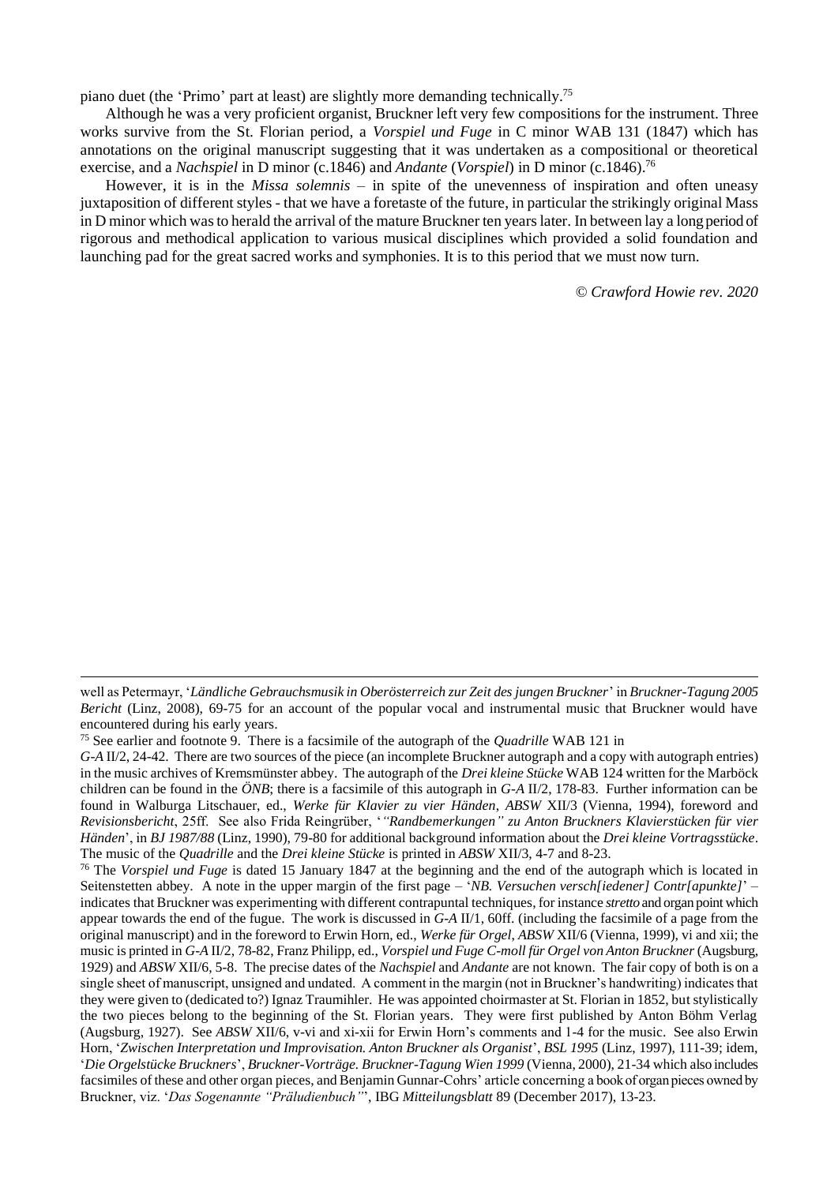piano duet (the 'Primo' part at least) are slightly more demanding technically.[75]

Although he was a very proficient organist, Bruckner left very few compositions for the instrument. Three works survive from the St. Florian period, a *Vorspiel und Fuge* in C minor WAB 131 (1847) which has annotations on the original manuscript suggesting that it was undertaken as a compositional or theoretical exercise, and a *Nachspiel* in D minor (c.1846) and *Andante* (*Vorspiel*) in D minor (c.1846).[76]

However, it is in the *Missa solemnis* – in spite of the unevenness of inspiration and often uneasy juxtaposition of different styles - that we have a foretaste of the future, in particular the strikingly original Mass in D minor which was to herald the arrival of the mature Bruckner ten years later. In between lay a long period of rigorous and methodical application to various musical disciplines which provided a solid foundation and launching pad for the great sacred works and symphonies. It is to this period that we must now turn.

*© Crawford Howie rev. 2020*

---

well as Petermayr, '*Ländliche Gebrauchsmusik in Oberösterreich zur Zeit des jungen Bruckner*' in *Bruckner-Tagung 2005 Bericht* (Linz, 2008), 69-75 for an account of the popular vocal and instrumental music that Bruckner would have encountered during his early years.

[75] See earlier and footnote 9. There is a facsimile of the autograph of the *Quadrille* WAB 121 in *G-A* II/2, 24-42. There are two sources of the piece (an incomplete Bruckner autograph and a copy with autograph entries) in the music archives of Kremsmünster abbey. The autograph of the *Drei kleine Stücke* WAB 124 written for the Marböck children can be found in the *ÖNB*; there is a facsimile of this autograph in *G-A* II/2, 178-83. Further information can be found in Walburga Litschauer, ed., *Werke für Klavier zu vier Händen*, *ABSW* XII/3 (Vienna, 1994), foreword and *Revisionsbericht*, 25ff. See also Frida Reingrüber, '*"Randbemerkungen" zu Anton Bruckners Klavierstücken für vier Händen*', in *BJ 1987/88* (Linz, 1990), 79-80 for additional background information about the *Drei kleine Vortragsstücke*. The music of the *Quadrille* and the *Drei kleine Stücke* is printed in *ABSW* XII/3, 4-7 and 8-23.

[76] The *Vorspiel und Fuge* is dated 15 January 1847 at the beginning and the end of the autograph which is located in Seitenstetten abbey. A note in the upper margin of the first page – '*NB. Versuchen versch[iedener] Contr[apunkte]*' – indicates that Bruckner was experimenting with different contrapuntal techniques, for instance *stretto* and organ point which appear towards the end of the fugue. The work is discussed in *G-A* II/1, 60ff. (including the facsimile of a page from the original manuscript) and in the foreword to Erwin Horn, ed., *Werke für Orgel*, *ABSW* XII/6 (Vienna, 1999), vi and xii; the music is printed in *G-A* II/2, 78-82, Franz Philipp, ed., *Vorspiel und Fuge C-moll für Orgel von Anton Bruckner* (Augsburg, 1929) and *ABSW* XII/6, 5-8. The precise dates of the *Nachspiel* and *Andante* are not known. The fair copy of both is on a single sheet of manuscript, unsigned and undated. A comment in the margin (not in Bruckner's handwriting) indicates that they were given to (dedicated to?) Ignaz Traumihler. He was appointed choirmaster at St. Florian in 1852, but stylistically the two pieces belong to the beginning of the St. Florian years. They were first published by Anton Böhm Verlag (Augsburg, 1927). See *ABSW* XII/6, v-vi and xi-xii for Erwin Horn's comments and 1-4 for the music. See also Erwin Horn, '*Zwischen Interpretation und Improvisation. Anton Bruckner als Organist*', *BSL 1995* (Linz, 1997), 111-39; idem, '*Die Orgelstücke Bruckners*', *Bruckner-Vorträge. Bruckner-Tagung Wien 1999* (Vienna, 2000), 21-34 which also includes facsimiles of these and other organ pieces, and Benjamin Gunnar-Cohrs' article concerning a book of organ pieces owned by Bruckner, viz. '*Das Sogenannte "Präludienbuch"*', IBG *Mitteilungsblatt* 89 (December 2017), 13-23.